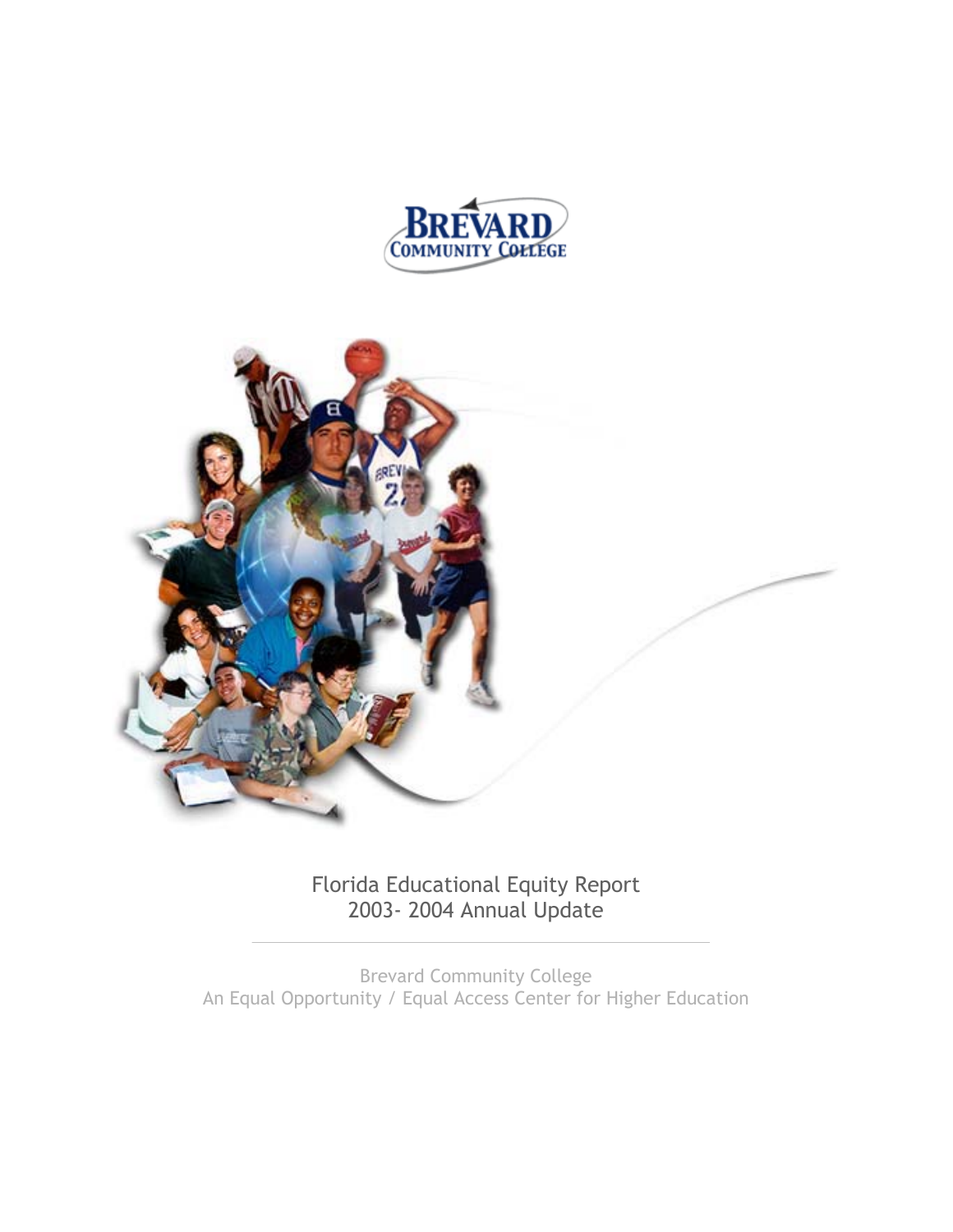BREVARD COMMUNITY COLLEGE

# Florida Educational Equity Report
# 2003- 2004 Annual Update

Brevard Community College
An Equal Opportunity / Equal Access Center for Higher Education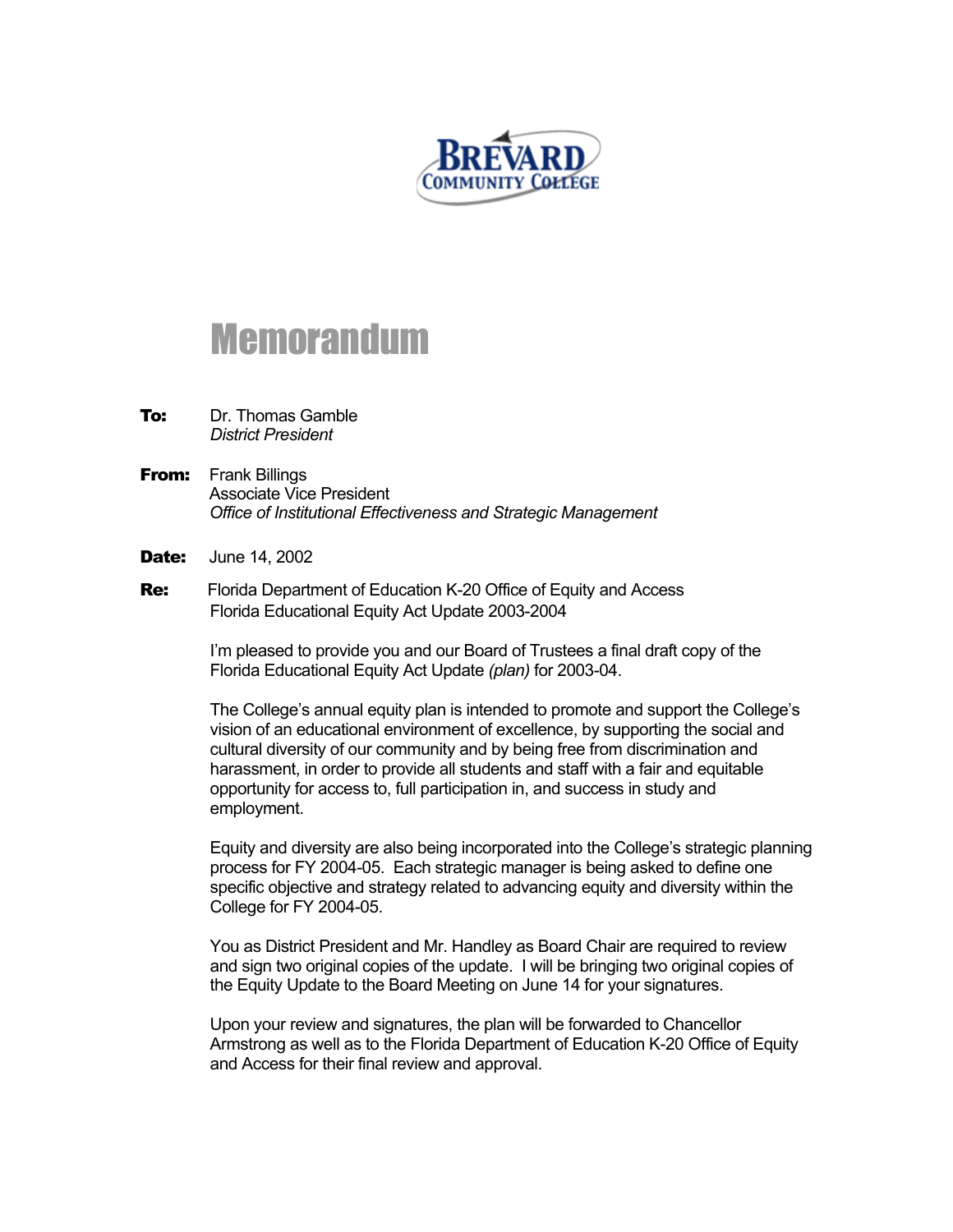BREVARD COMMUNITY COLLEGE

# Memorandum

**To:** Dr. Thomas Gamble
*District President*

**From:** Frank Billings
Associate Vice President
*Office of Institutional Effectiveness and Strategic Management*

**Date:** June 14, 2002

**Re:** Florida Department of Education K-20 Office of Equity and Access
Florida Educational Equity Act Update 2003-2004

I'm pleased to provide you and our Board of Trustees a final draft copy of the Florida Educational Equity Act Update *(plan)* for 2003-04.

The College's annual equity plan is intended to promote and support the College's vision of an educational environment of excellence, by supporting the social and cultural diversity of our community and by being free from discrimination and harassment, in order to provide all students and staff with a fair and equitable opportunity for access to, full participation in, and success in study and employment.

Equity and diversity are also being incorporated into the College's strategic planning process for FY 2004-05. Each strategic manager is being asked to define one specific objective and strategy related to advancing equity and diversity within the College for FY 2004-05.

You as District President and Mr. Handley as Board Chair are required to review and sign two original copies of the update. I will be bringing two original copies of the Equity Update to the Board Meeting on June 14 for your signatures.

Upon your review and signatures, the plan will be forwarded to Chancellor Armstrong as well as to the Florida Department of Education K-20 Office of Equity and Access for their final review and approval.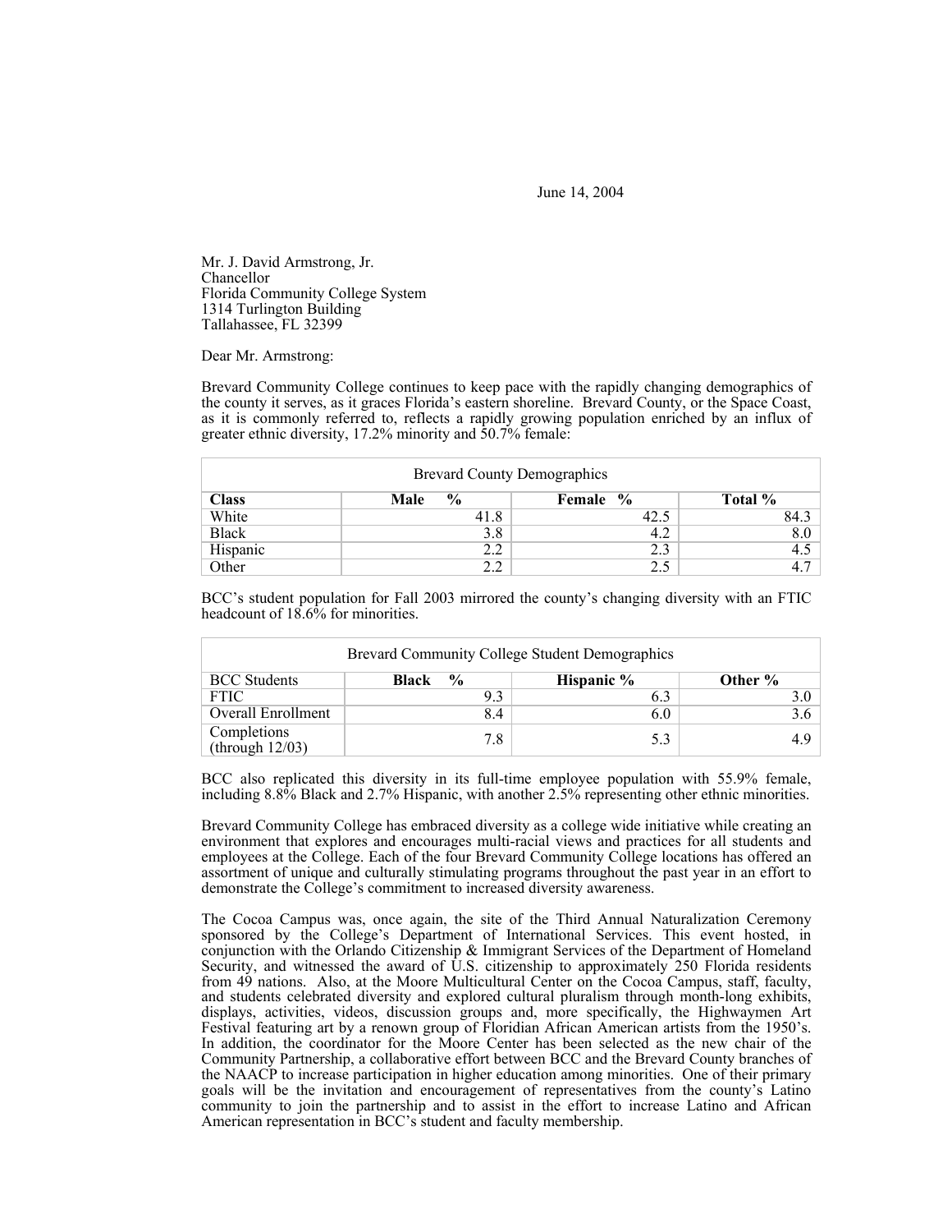June 14, 2004

Mr. J. David Armstrong, Jr.
Chancellor
Florida Community College System
1314 Turlington Building
Tallahassee, FL 32399

Dear Mr. Armstrong:

Brevard Community College continues to keep pace with the rapidly changing demographics of the county it serves, as it graces Florida's eastern shoreline. Brevard County, or the Space Coast, as it is commonly referred to, reflects a rapidly growing population enriched by an influx of greater ethnic diversity, 17.2% minority and 50.7% female:

| Brevard County Demographics | | | |
|---|---|---|---|
| **Class** | **Male %** | **Female %** | **Total %** |
| White | 41.8 | 42.5 | 84.3 |
| Black | 3.8 | 4.2 | 8.0 |
| Hispanic | 2.2 | 2.3 | 4.5 |
| Other | 2.2 | 2.5 | 4.7 |

BCC's student population for Fall 2003 mirrored the county's changing diversity with an FTIC headcount of 18.6% for minorities.

| Brevard Community College Student Demographics | | | |
|---|---|---|---|
| BCC Students | **Black %** | **Hispanic %** | **Other %** |
| FTIC | 9.3 | 6.3 | 3.0 |
| Overall Enrollment | 8.4 | 6.0 | 3.6 |
| Completions (through 12/03) | 7.8 | 5.3 | 4.9 |

BCC also replicated this diversity in its full-time employee population with 55.9% female, including 8.8% Black and 2.7% Hispanic, with another 2.5% representing other ethnic minorities.

Brevard Community College has embraced diversity as a college wide initiative while creating an environment that explores and encourages multi-racial views and practices for all students and employees at the College. Each of the four Brevard Community College locations has offered an assortment of unique and culturally stimulating programs throughout the past year in an effort to demonstrate the College's commitment to increased diversity awareness.

The Cocoa Campus was, once again, the site of the Third Annual Naturalization Ceremony sponsored by the College's Department of International Services. This event hosted, in conjunction with the Orlando Citizenship & Immigrant Services of the Department of Homeland Security, and witnessed the award of U.S. citizenship to approximately 250 Florida residents from 49 nations. Also, at the Moore Multicultural Center on the Cocoa Campus, staff, faculty, and students celebrated diversity and explored cultural pluralism through month-long exhibits, displays, activities, videos, discussion groups and, more specifically, the Highwaymen Art Festival featuring art by a renown group of Floridian African American artists from the 1950's. In addition, the coordinator for the Moore Center has been selected as the new chair of the Community Partnership, a collaborative effort between BCC and the Brevard County branches of the NAACP to increase participation in higher education among minorities. One of their primary goals will be the invitation and encouragement of representatives from the county's Latino community to join the partnership and to assist in the effort to increase Latino and African American representation in BCC's student and faculty membership.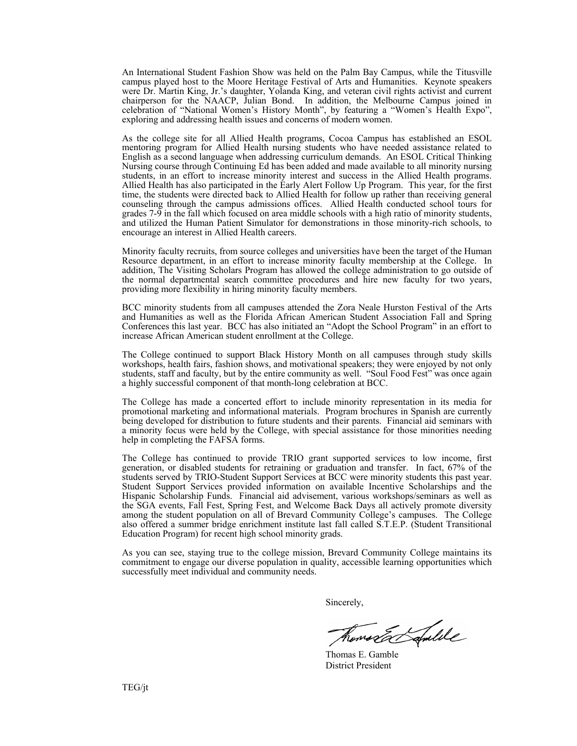An International Student Fashion Show was held on the Palm Bay Campus, while the Titusville campus played host to the Moore Heritage Festival of Arts and Humanities. Keynote speakers were Dr. Martin King, Jr.'s daughter, Yolanda King, and veteran civil rights activist and current chairperson for the NAACP, Julian Bond. In addition, the Melbourne Campus joined in celebration of "National Women's History Month", by featuring a "Women's Health Expo", exploring and addressing health issues and concerns of modern women.

As the college site for all Allied Health programs, Cocoa Campus has established an ESOL mentoring program for Allied Health nursing students who have needed assistance related to English as a second language when addressing curriculum demands. An ESOL Critical Thinking Nursing course through Continuing Ed has been added and made available to all minority nursing students, in an effort to increase minority interest and success in the Allied Health programs. Allied Health has also participated in the Early Alert Follow Up Program. This year, for the first time, the students were directed back to Allied Health for follow up rather than receiving general counseling through the campus admissions offices. Allied Health conducted school tours for grades 7-9 in the fall which focused on area middle schools with a high ratio of minority students, and utilized the Human Patient Simulator for demonstrations in those minority-rich schools, to encourage an interest in Allied Health careers.

Minority faculty recruits, from source colleges and universities have been the target of the Human Resource department, in an effort to increase minority faculty membership at the College. In addition, The Visiting Scholars Program has allowed the college administration to go outside of the normal departmental search committee procedures and hire new faculty for two years, providing more flexibility in hiring minority faculty members.

BCC minority students from all campuses attended the Zora Neale Hurston Festival of the Arts and Humanities as well as the Florida African American Student Association Fall and Spring Conferences this last year. BCC has also initiated an "Adopt the School Program" in an effort to increase African American student enrollment at the College.

The College continued to support Black History Month on all campuses through study skills workshops, health fairs, fashion shows, and motivational speakers; they were enjoyed by not only students, staff and faculty, but by the entire community as well. "Soul Food Fest" was once again a highly successful component of that month-long celebration at BCC.

The College has made a concerted effort to include minority representation in its media for promotional marketing and informational materials. Program brochures in Spanish are currently being developed for distribution to future students and their parents. Financial aid seminars with a minority focus were held by the College, with special assistance for those minorities needing help in completing the FAFSA forms.

The College has continued to provide TRIO grant supported services to low income, first generation, or disabled students for retraining or graduation and transfer. In fact, 67% of the students served by TRIO-Student Support Services at BCC were minority students this past year. Student Support Services provided information on available Incentive Scholarships and the Hispanic Scholarship Funds. Financial aid advisement, various workshops/seminars as well as the SGA events, Fall Fest, Spring Fest, and Welcome Back Days all actively promote diversity among the student population on all of Brevard Community College's campuses. The College also offered a summer bridge enrichment institute last fall called S.T.E.P. (Student Transitional Education Program) for recent high school minority grads.

As you can see, staying true to the college mission, Brevard Community College maintains its commitment to engage our diverse population in quality, accessible learning opportunities which successfully meet individual and community needs.

Sincerely,

Thomas E. Gamble
District President

TEG/jt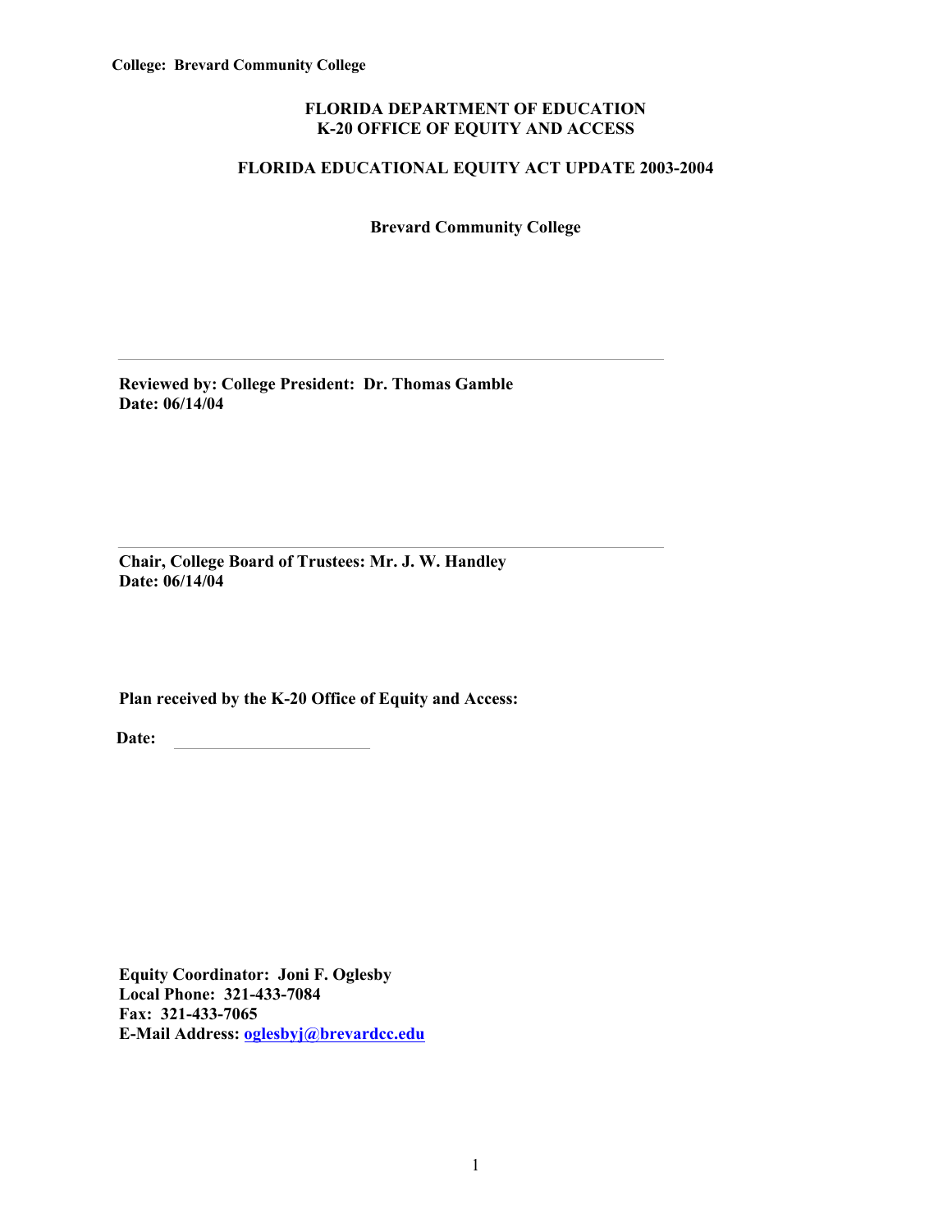College: Brevard Community College

# FLORIDA DEPARTMENT OF EDUCATION
# K-20 OFFICE OF EQUITY AND ACCESS

## FLORIDA EDUCATIONAL EQUITY ACT UPDATE 2003-2004

**Brevard Community College**

---

**Reviewed by: College President: Dr. Thomas Gamble**
**Date: 06/14/04**

---

**Chair, College Board of Trustees: Mr. J. W. Handley**
**Date: 06/14/04**

**Plan received by the K-20 Office of Equity and Access:**

**Date:** ____________________

**Equity Coordinator: Joni F. Oglesby**
**Local Phone: 321-433-7084**
**Fax: 321-433-7065**
**E-Mail Address: oglesbyj@brevardcc.edu**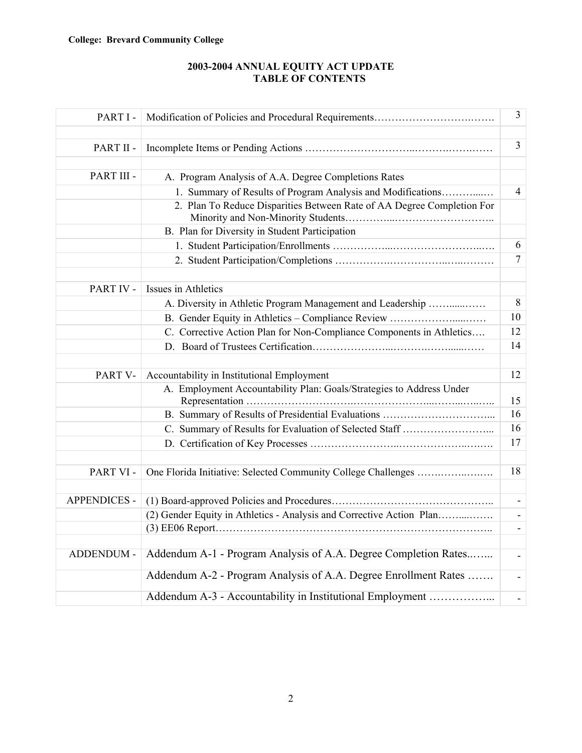**College: Brevard Community College**

## 2003-2004 ANNUAL EQUITY ACT UPDATE
## TABLE OF CONTENTS

| | | |
|---|---|---|
| PART I - | Modification of Policies and Procedural Requirements……………………….……. | 3 |
| | | |
| PART II - | Incomplete Items or Pending Actions ………………………..…….….….…… | 3 |
| | | |
| PART III - | A. Program Analysis of A.A. Degree Completions Rates | |
| | 1. Summary of Results of Program Analysis and Modifications………...… | 4 |
| | 2. Plan To Reduce Disparities Between Rate of AA Degree Completion For Minority and Non-Minority Students…………..……………………….. | |
| | B. Plan for Diversity in Student Participation | |
| | 1. Student Participation/Enrollments ……………...……………………..…. | 6 |
| | 2. Student Participation/Completions …………….…………..…..……… | 7 |
| | | |
| PART IV - | Issues in Athletics | |
| | A. Diversity in Athletic Program Management and Leadership ……......…… | 8 |
| | B. Gender Equity in Athletics – Compliance Review ………………....…… | 10 |
| | C. Corrective Action Plan for Non-Compliance Components in Athletics…. | 12 |
| | D. Board of Trustees Certification…………………...…….….…….....…… | 14 |
| | | |
| PART V- | Accountability in Institutional Employment | 12 |
| | A. Employment Accountability Plan: Goals/Strategies to Address Under Representation ………………………..…………………...……...…..….. | 15 |
| | B. Summary of Results of Presidential Evaluations ………………………….. | 16 |
| | C. Summary of Results for Evaluation of Selected Staff …………………….... | 16 |
| | D. Certification of Key Processes ……………………..……………….….…. | 17 |
| | | |
| PART VI - | One Florida Initiative: Selected Community College Challenges …….……..….…. | 18 |
| | | |
| APPENDICES - | (1) Board-approved Policies and Procedures……………………………………….. | - |
| | (2) Gender Equity in Athletics - Analysis and Corrective Action Plan……...……. | - |
| | (3) EE06 Report…………………………………………………………………….. | - |
| | | |
| ADDENDUM - | Addendum A-1 - Program Analysis of A.A. Degree Completion Rates..…... | - |
| | Addendum A-2 - Program Analysis of A.A. Degree Enrollment Rates ……. | - |
| | Addendum A-3 - Accountability in Institutional Employment ……………... | - |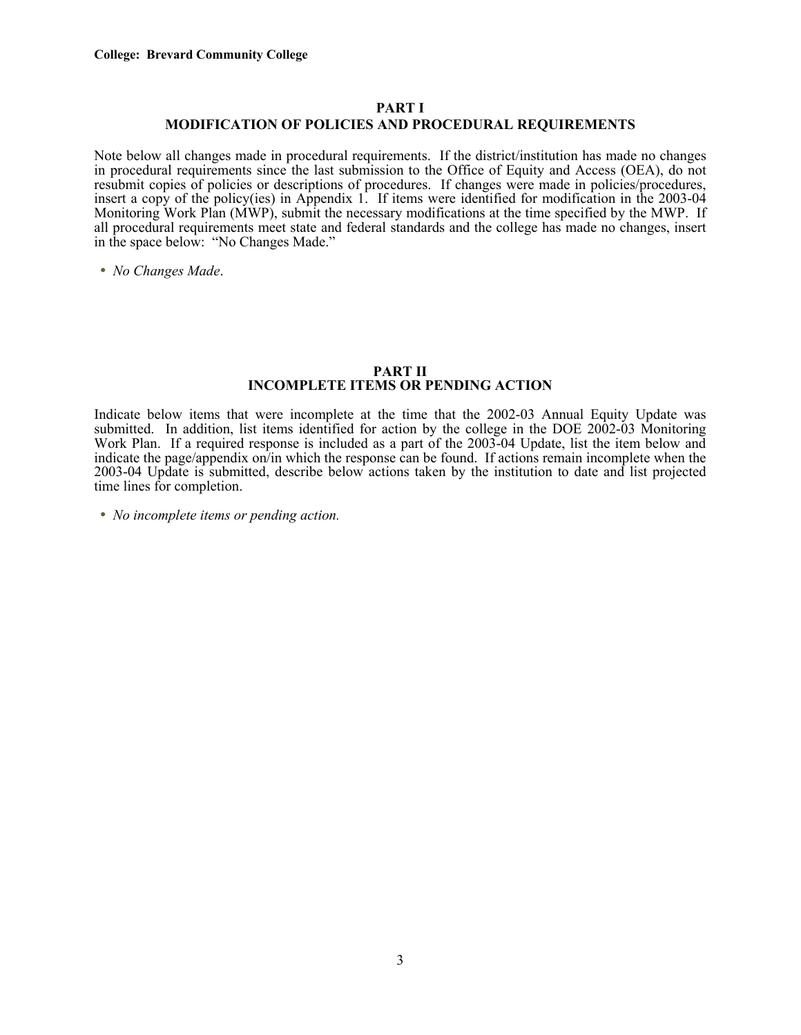**College: Brevard Community College**

## PART I
## MODIFICATION OF POLICIES AND PROCEDURAL REQUIREMENTS

Note below all changes made in procedural requirements. If the district/institution has made no changes in procedural requirements since the last submission to the Office of Equity and Access (OEA), do not resubmit copies of policies or descriptions of procedures. If changes were made in policies/procedures, insert a copy of the policy(ies) in Appendix 1. If items were identified for modification in the 2003-04 Monitoring Work Plan (MWP), submit the necessary modifications at the time specified by the MWP. If all procedural requirements meet state and federal standards and the college has made no changes, insert in the space below: "No Changes Made."

- *No Changes Made*.

## PART II
## INCOMPLETE ITEMS OR PENDING ACTION

Indicate below items that were incomplete at the time that the 2002-03 Annual Equity Update was submitted. In addition, list items identified for action by the college in the DOE 2002-03 Monitoring Work Plan. If a required response is included as a part of the 2003-04 Update, list the item below and indicate the page/appendix on/in which the response can be found. If actions remain incomplete when the 2003-04 Update is submitted, describe below actions taken by the institution to date and list projected time lines for completion.

- *No incomplete items or pending action.*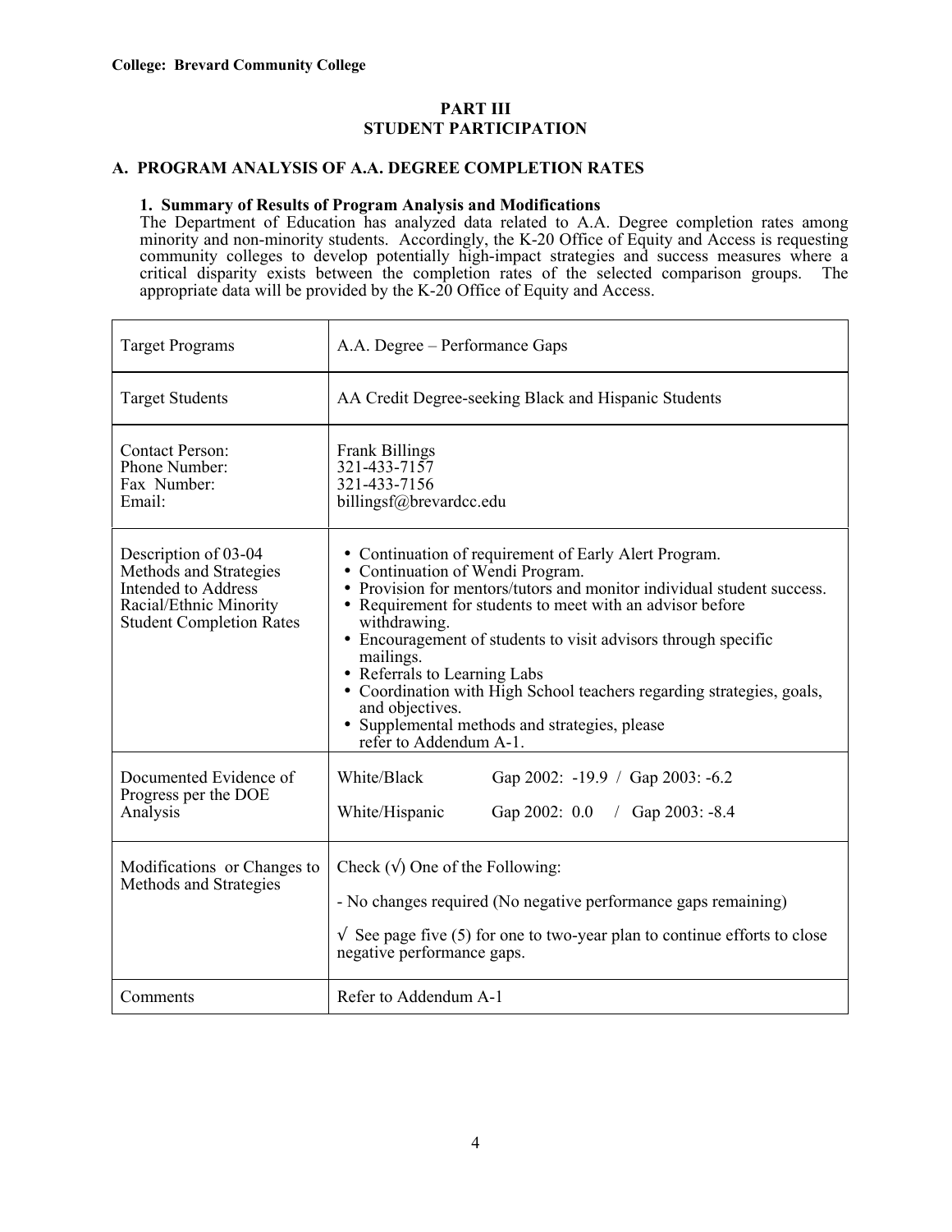**College: Brevard Community College**

# PART III
# STUDENT PARTICIPATION

## A. PROGRAM ANALYSIS OF A.A. DEGREE COMPLETION RATES

### 1. Summary of Results of Program Analysis and Modifications

The Department of Education has analyzed data related to A.A. Degree completion rates among minority and non-minority students. Accordingly, the K-20 Office of Equity and Access is requesting community colleges to develop potentially high-impact strategies and success measures where a critical disparity exists between the completion rates of the selected comparison groups. The appropriate data will be provided by the K-20 Office of Equity and Access.

| | |
|---|---|
| Target Programs | A.A. Degree – Performance Gaps |
| Target Students | AA Credit Degree-seeking Black and Hispanic Students |
| Contact Person:<br>Phone Number:<br>Fax Number:<br>Email: | Frank Billings<br>321-433-7157<br>321-433-7156<br>billingsf@brevardcc.edu |
| Description of 03-04 Methods and Strategies Intended to Address Racial/Ethnic Minority Student Completion Rates | • Continuation of requirement of Early Alert Program.<br>• Continuation of Wendi Program.<br>• Provision for mentors/tutors and monitor individual student success.<br>• Requirement for students to meet with an advisor before withdrawing.<br>• Encouragement of students to visit advisors through specific mailings.<br>• Referrals to Learning Labs<br>• Coordination with High School teachers regarding strategies, goals, and objectives.<br>• Supplemental methods and strategies, please refer to Addendum A-1. |
| Documented Evidence of Progress per the DOE Analysis | White/Black Gap 2002: -19.9 / Gap 2003: -6.2<br>White/Hispanic Gap 2002: 0.0 / Gap 2003: -8.4 |
| Modifications or Changes to Methods and Strategies | Check (√) One of the Following:<br>- No changes required (No negative performance gaps remaining)<br>√ See page five (5) for one to two-year plan to continue efforts to close negative performance gaps. |
| Comments | Refer to Addendum A-1 |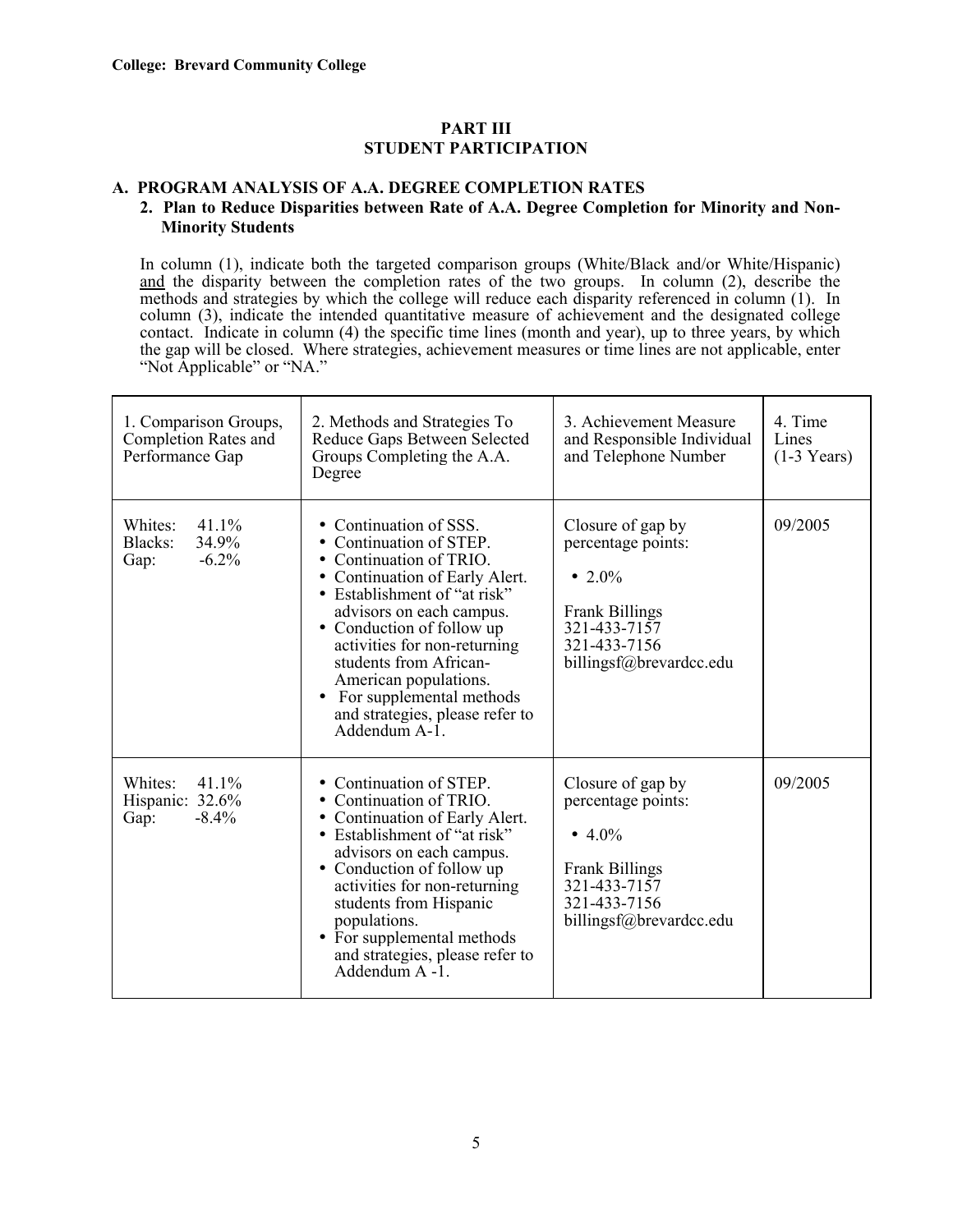**College: Brevard Community College**

## PART III
## STUDENT PARTICIPATION

### A. PROGRAM ANALYSIS OF A.A. DEGREE COMPLETION RATES

#### 2. Plan to Reduce Disparities between Rate of A.A. Degree Completion for Minority and Non-Minority Students

In column (1), indicate both the targeted comparison groups (White/Black and/or White/Hispanic) and the disparity between the completion rates of the two groups. In column (2), describe the methods and strategies by which the college will reduce each disparity referenced in column (1). In column (3), indicate the intended quantitative measure of achievement and the designated college contact. Indicate in column (4) the specific time lines (month and year), up to three years, by which the gap will be closed. Where strategies, achievement measures or time lines are not applicable, enter "Not Applicable" or "NA."

| 1. Comparison Groups, Completion Rates and Performance Gap | 2. Methods and Strategies To Reduce Gaps Between Selected Groups Completing the A.A. Degree | 3. Achievement Measure and Responsible Individual and Telephone Number | 4. Time Lines (1-3 Years) |
|---|---|---|---|
| Whites: 41.1%<br>Blacks: 34.9%<br>Gap: -6.2% | • Continuation of SSS.<br>• Continuation of STEP.<br>• Continuation of TRIO.<br>• Continuation of Early Alert.<br>• Establishment of "at risk" advisors on each campus.<br>• Conduction of follow up activities for non-returning students from African-American populations.<br>• For supplemental methods and strategies, please refer to Addendum A-1. | Closure of gap by percentage points:<br>• 2.0%<br>Frank Billings<br>321-433-7157<br>321-433-7156<br>billingsf@brevardcc.edu | 09/2005 |
| Whites: 41.1%<br>Hispanic: 32.6%<br>Gap: -8.4% | • Continuation of STEP.<br>• Continuation of TRIO.<br>• Continuation of Early Alert.<br>• Establishment of "at risk" advisors on each campus.<br>• Conduction of follow up activities for non-returning students from Hispanic populations.<br>• For supplemental methods and strategies, please refer to Addendum A -1. | Closure of gap by percentage points:<br>• 4.0%<br>Frank Billings<br>321-433-7157<br>321-433-7156<br>billingsf@brevardcc.edu | 09/2005 |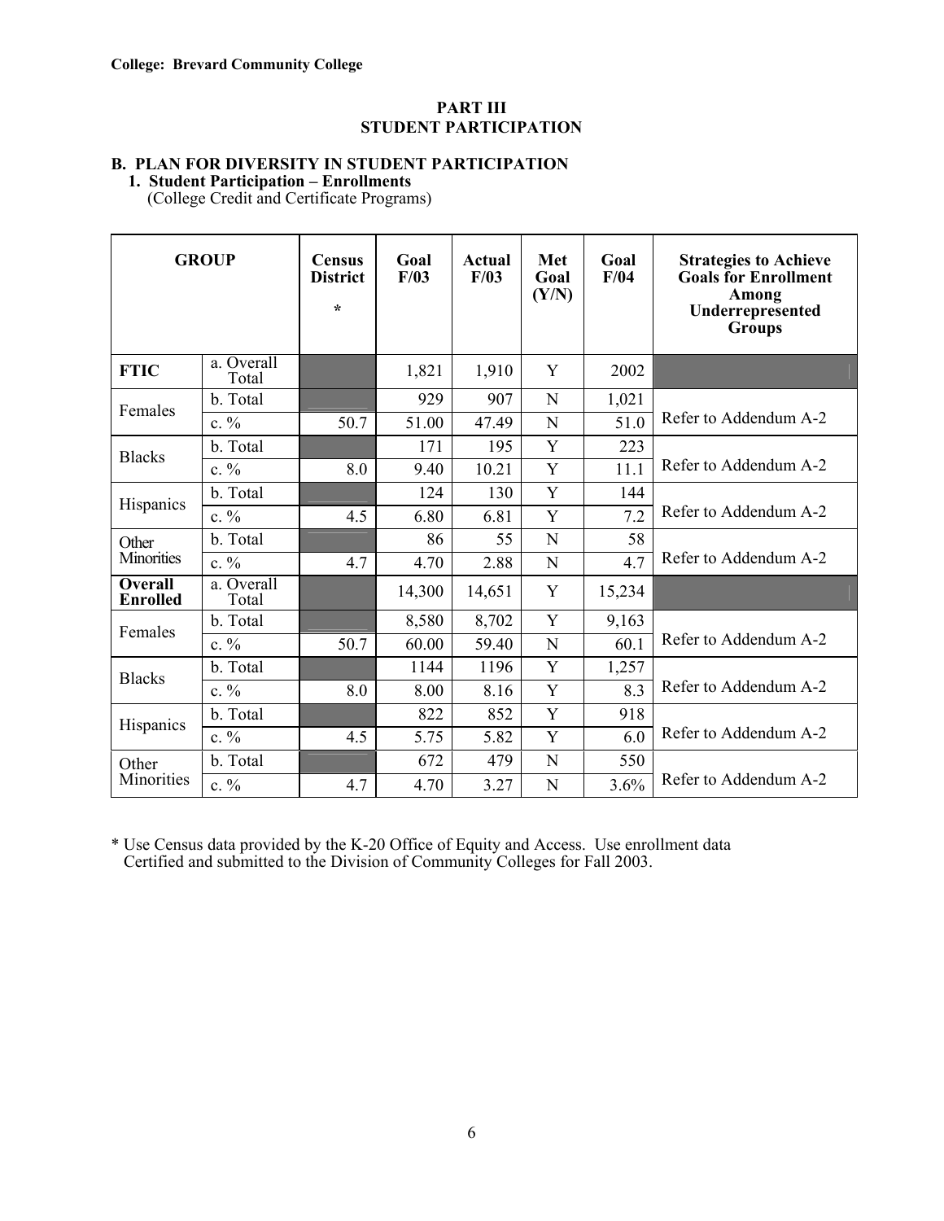**College: Brevard Community College**

## PART III
## STUDENT PARTICIPATION

### B. PLAN FOR DIVERSITY IN STUDENT PARTICIPATION

**1. Student Participation – Enrollments**
(College Credit and Certificate Programs)

| GROUP | | Census District * | Goal F/03 | Actual F/03 | Met Goal (Y/N) | Goal F/04 | Strategies to Achieve Goals for Enrollment Among Underrepresented Groups |
|---|---|---|---|---|---|---|---|
| **FTIC** | a. Overall Total | | 1,821 | 1,910 | Y | 2002 | |
| Females | b. Total | | 929 | 907 | N | 1,021 | Refer to Addendum A-2 |
| | c. % | 50.7 | 51.00 | 47.49 | N | 51.0 | |
| Blacks | b. Total | | 171 | 195 | Y | 223 | Refer to Addendum A-2 |
| | c. % | 8.0 | 9.40 | 10.21 | Y | 11.1 | |
| Hispanics | b. Total | | 124 | 130 | Y | 144 | Refer to Addendum A-2 |
| | c. % | 4.5 | 6.80 | 6.81 | Y | 7.2 | |
| Other Minorities | b. Total | | 86 | 55 | N | 58 | Refer to Addendum A-2 |
| | c. % | 4.7 | 4.70 | 2.88 | N | 4.7 | |
| **Overall Enrolled** | a. Overall Total | | 14,300 | 14,651 | Y | 15,234 | |
| Females | b. Total | | 8,580 | 8,702 | Y | 9,163 | Refer to Addendum A-2 |
| | c. % | 50.7 | 60.00 | 59.40 | N | 60.1 | |
| Blacks | b. Total | | 1144 | 1196 | Y | 1,257 | Refer to Addendum A-2 |
| | c. % | 8.0 | 8.00 | 8.16 | Y | 8.3 | |
| Hispanics | b. Total | | 822 | 852 | Y | 918 | Refer to Addendum A-2 |
| | c. % | 4.5 | 5.75 | 5.82 | Y | 6.0 | |
| Other Minorities | b. Total | | 672 | 479 | N | 550 | Refer to Addendum A-2 |
| | c. % | 4.7 | 4.70 | 3.27 | N | 3.6% | |

* Use Census data provided by the K-20 Office of Equity and Access. Use enrollment data Certified and submitted to the Division of Community Colleges for Fall 2003.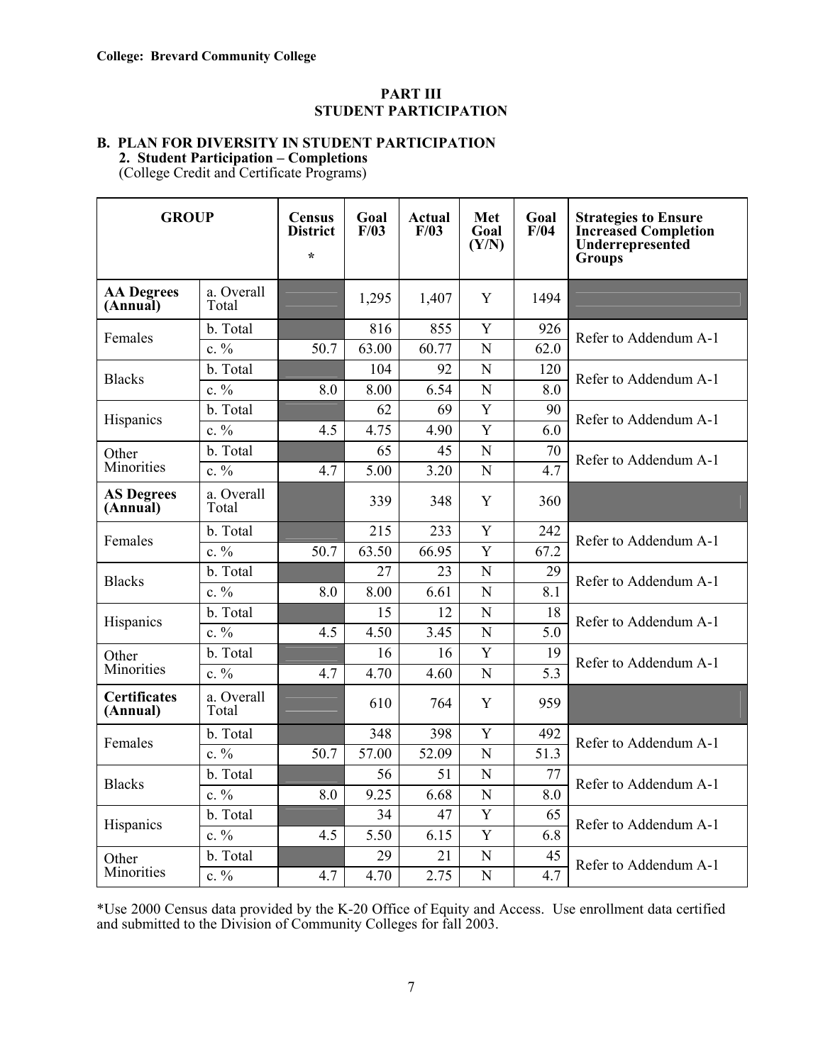**College: Brevard Community College**

## PART III
## STUDENT PARTICIPATION

### B. PLAN FOR DIVERSITY IN STUDENT PARTICIPATION

**2. Student Participation – Completions**

(College Credit and Certificate Programs)

| GROUP | | Census District * | Goal F/03 | Actual F/03 | Met Goal (Y/N) | Goal F/04 | Strategies to Ensure Increased Completion Underrepresented Groups |
|---|---|---|---|---|---|---|---|
| **AA Degrees (Annual)** | a. Overall Total | | 1,295 | 1,407 | Y | 1494 | |
| Females | b. Total | | 816 | 855 | Y | 926 | Refer to Addendum A-1 |
| | c. % | 50.7 | 63.00 | 60.77 | N | 62.0 | |
| Blacks | b. Total | | 104 | 92 | N | 120 | Refer to Addendum A-1 |
| | c. % | 8.0 | 8.00 | 6.54 | N | 8.0 | |
| Hispanics | b. Total | | 62 | 69 | Y | 90 | Refer to Addendum A-1 |
| | c. % | 4.5 | 4.75 | 4.90 | Y | 6.0 | |
| Other Minorities | b. Total | | 65 | 45 | N | 70 | Refer to Addendum A-1 |
| | c. % | 4.7 | 5.00 | 3.20 | N | 4.7 | |
| **AS Degrees (Annual)** | a. Overall Total | | 339 | 348 | Y | 360 | |
| Females | b. Total | | 215 | 233 | Y | 242 | Refer to Addendum A-1 |
| | c. % | 50.7 | 63.50 | 66.95 | Y | 67.2 | |
| Blacks | b. Total | | 27 | 23 | N | 29 | Refer to Addendum A-1 |
| | c. % | 8.0 | 8.00 | 6.61 | N | 8.1 | |
| Hispanics | b. Total | | 15 | 12 | N | 18 | Refer to Addendum A-1 |
| | c. % | 4.5 | 4.50 | 3.45 | N | 5.0 | |
| Other Minorities | b. Total | | 16 | 16 | Y | 19 | Refer to Addendum A-1 |
| | c. % | 4.7 | 4.70 | 4.60 | N | 5.3 | |
| **Certificates (Annual)** | a. Overall Total | | 610 | 764 | Y | 959 | |
| Females | b. Total | | 348 | 398 | Y | 492 | Refer to Addendum A-1 |
| | c. % | 50.7 | 57.00 | 52.09 | N | 51.3 | |
| Blacks | b. Total | | 56 | 51 | N | 77 | Refer to Addendum A-1 |
| | c. % | 8.0 | 9.25 | 6.68 | N | 8.0 | |
| Hispanics | b. Total | | 34 | 47 | Y | 65 | Refer to Addendum A-1 |
| | c. % | 4.5 | 5.50 | 6.15 | Y | 6.8 | |
| Other Minorities | b. Total | | 29 | 21 | N | 45 | Refer to Addendum A-1 |
| | c. % | 4.7 | 4.70 | 2.75 | N | 4.7 | |

*Use 2000 Census data provided by the K-20 Office of Equity and Access. Use enrollment data certified and submitted to the Division of Community Colleges for fall 2003.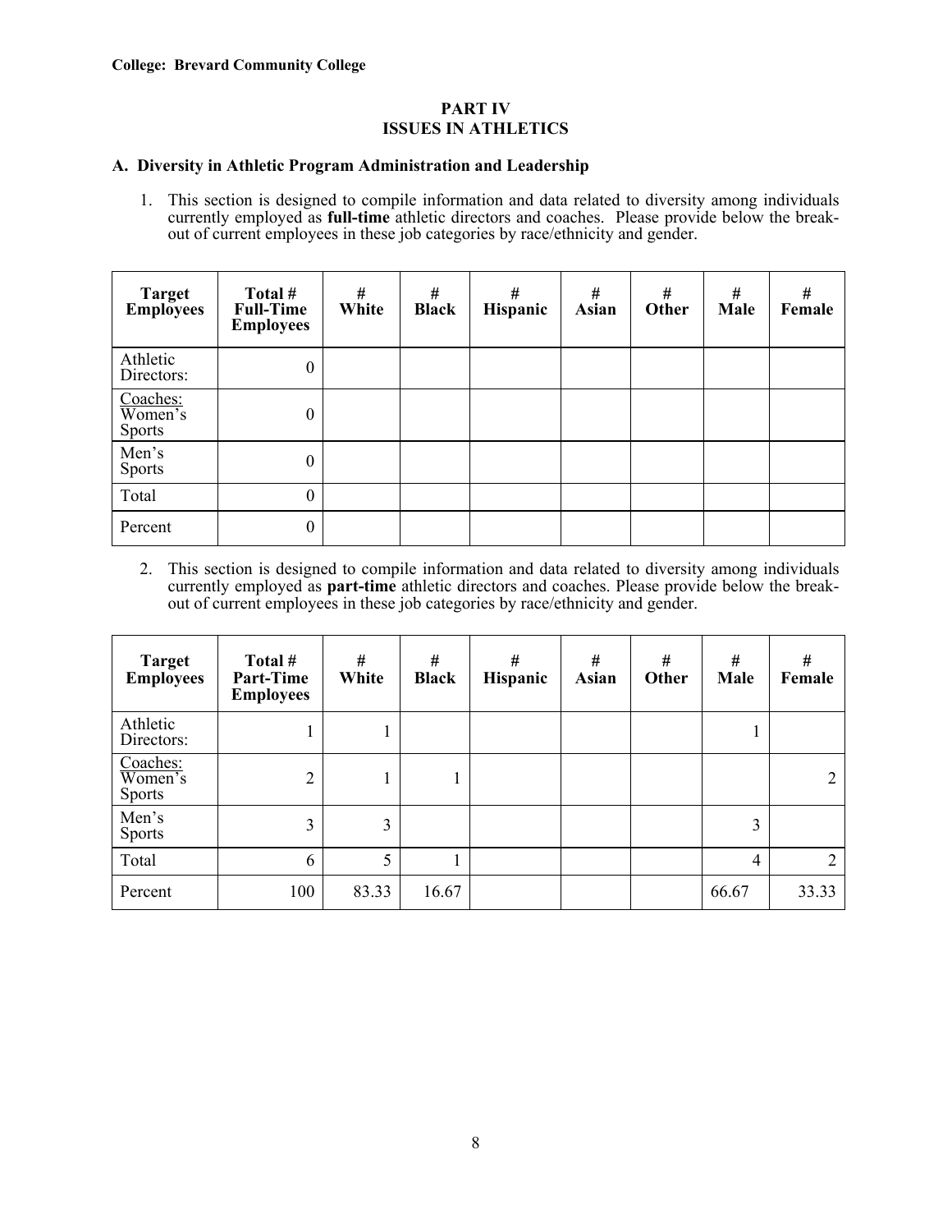**College: Brevard Community College**

## PART IV
## ISSUES IN ATHLETICS

### A. Diversity in Athletic Program Administration and Leadership

1. This section is designed to compile information and data related to diversity among individuals currently employed as **full-time** athletic directors and coaches. Please provide below the break-out of current employees in these job categories by race/ethnicity and gender.

| Target Employees | Total # Full-Time Employees | # White | # Black | # Hispanic | # Asian | # Other | # Male | # Female |
|---|---|---|---|---|---|---|---|---|
| Athletic Directors: | 0 | | | | | | | |
| Coaches: Women's Sports | 0 | | | | | | | |
| Men's Sports | 0 | | | | | | | |
| Total | 0 | | | | | | | |
| Percent | 0 | | | | | | | |

2. This section is designed to compile information and data related to diversity among individuals currently employed as **part-time** athletic directors and coaches. Please provide below the break-out of current employees in these job categories by race/ethnicity and gender.

| Target Employees | Total # Part-Time Employees | # White | # Black | # Hispanic | # Asian | # Other | # Male | # Female |
|---|---|---|---|---|---|---|---|---|
| Athletic Directors: | 1 | 1 | | | | | 1 | |
| Coaches: Women's Sports | 2 | 1 | 1 | | | | | 2 |
| Men's Sports | 3 | 3 | | | | | 3 | |
| Total | 6 | 5 | 1 | | | | 4 | 2 |
| Percent | 100 | 83.33 | 16.67 | | | | 66.67 | 33.33 |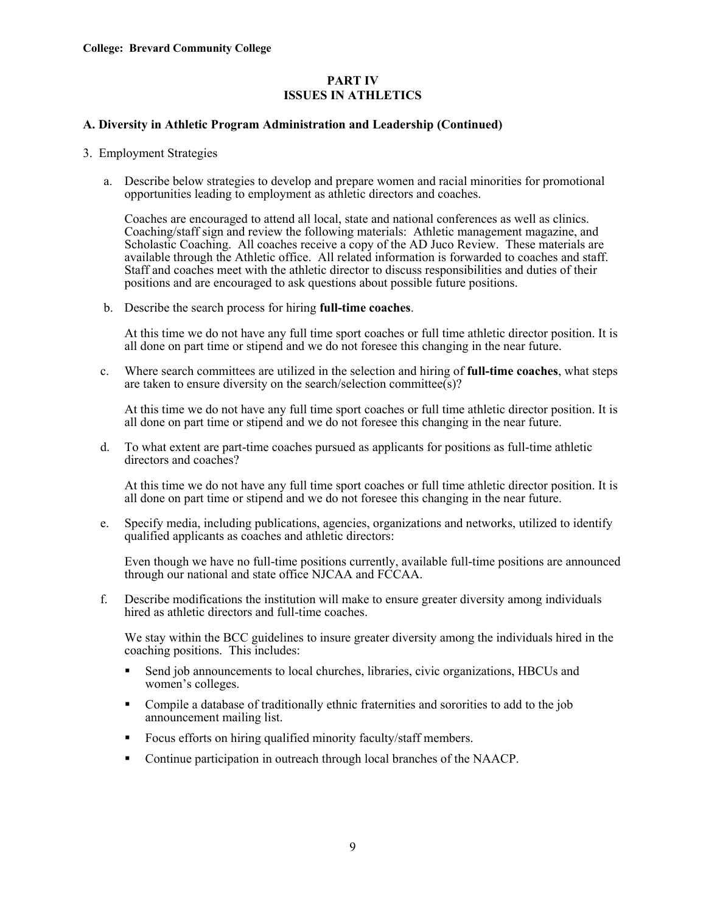**College: Brevard Community College**

## PART IV
## ISSUES IN ATHLETICS

### A. Diversity in Athletic Program Administration and Leadership (Continued)

3. Employment Strategies

   a. Describe below strategies to develop and prepare women and racial minorities for promotional opportunities leading to employment as athletic directors and coaches.

      Coaches are encouraged to attend all local, state and national conferences as well as clinics. Coaching/staff sign and review the following materials: Athletic management magazine, and Scholastic Coaching. All coaches receive a copy of the AD Juco Review. These materials are available through the Athletic office. All related information is forwarded to coaches and staff. Staff and coaches meet with the athletic director to discuss responsibilities and duties of their positions and are encouraged to ask questions about possible future positions.

   b. Describe the search process for hiring **full-time coaches**.

      At this time we do not have any full time sport coaches or full time athletic director position. It is all done on part time or stipend and we do not foresee this changing in the near future.

   c. Where search committees are utilized in the selection and hiring of **full-time coaches**, what steps are taken to ensure diversity on the search/selection committee(s)?

      At this time we do not have any full time sport coaches or full time athletic director position. It is all done on part time or stipend and we do not foresee this changing in the near future.

   d. To what extent are part-time coaches pursued as applicants for positions as full-time athletic directors and coaches?

      At this time we do not have any full time sport coaches or full time athletic director position. It is all done on part time or stipend and we do not foresee this changing in the near future.

   e. Specify media, including publications, agencies, organizations and networks, utilized to identify qualified applicants as coaches and athletic directors:

      Even though we have no full-time positions currently, available full-time positions are announced through our national and state office NJCAA and FCCAA.

   f. Describe modifications the institution will make to ensure greater diversity among individuals hired as athletic directors and full-time coaches.

      We stay within the BCC guidelines to insure greater diversity among the individuals hired in the coaching positions. This includes:

      - Send job announcements to local churches, libraries, civic organizations, HBCUs and women's colleges.
      - Compile a database of traditionally ethnic fraternities and sororities to add to the job announcement mailing list.
      - Focus efforts on hiring qualified minority faculty/staff members.
      - Continue participation in outreach through local branches of the NAACP.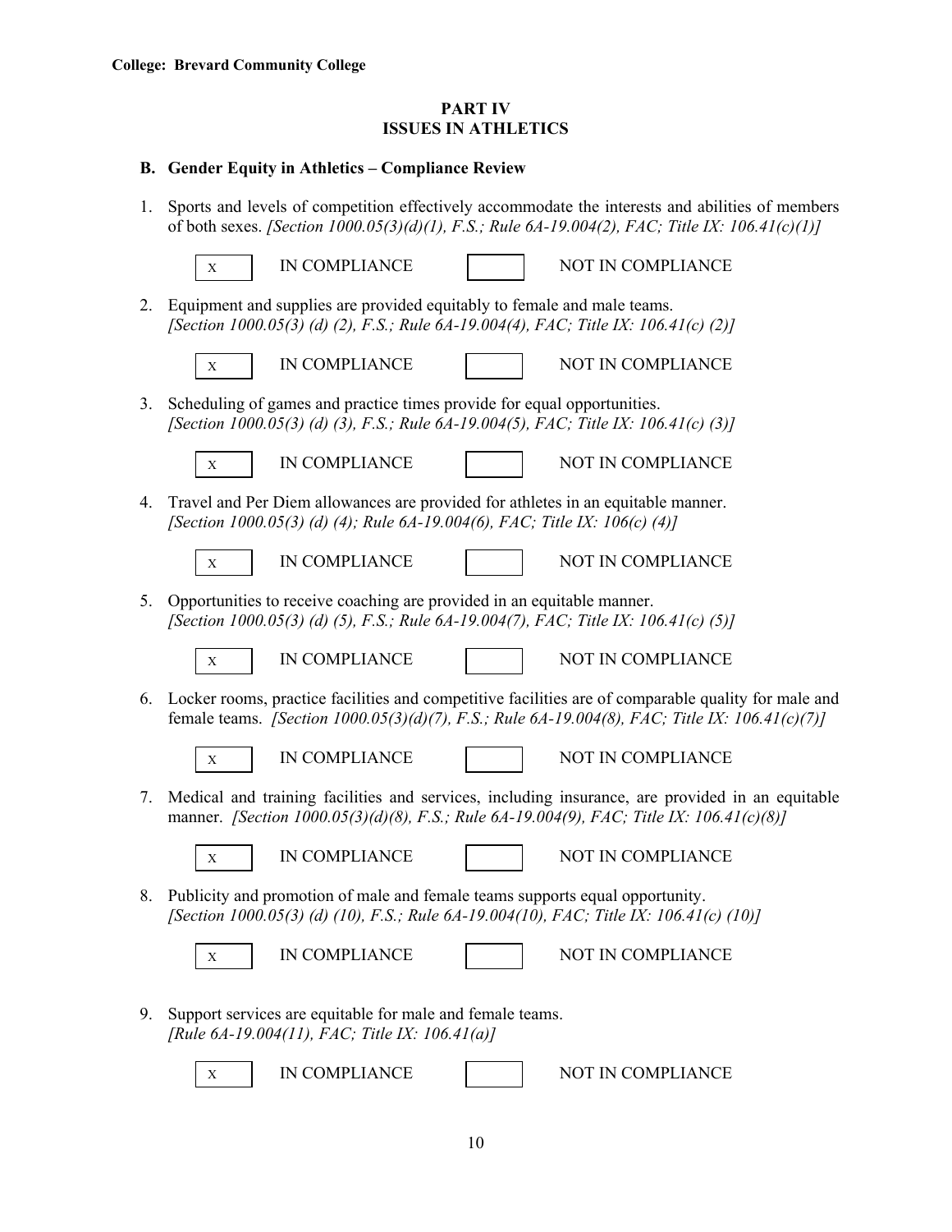**College: Brevard Community College**

## PART IV
## ISSUES IN ATHLETICS

### B. Gender Equity in Athletics – Compliance Review

1. Sports and levels of competition effectively accommodate the interests and abilities of members of both sexes. *[Section 1000.05(3)(d)(1), F.S.; Rule 6A-19.004(2), FAC; Title IX: 106.41(c)(1)]*

   [X] IN COMPLIANCE [ ] NOT IN COMPLIANCE

2. Equipment and supplies are provided equitably to female and male teams. *[Section 1000.05(3) (d) (2), F.S.; Rule 6A-19.004(4), FAC; Title IX: 106.41(c) (2)]*

   [X] IN COMPLIANCE [ ] NOT IN COMPLIANCE

3. Scheduling of games and practice times provide for equal opportunities. *[Section 1000.05(3) (d) (3), F.S.; Rule 6A-19.004(5), FAC; Title IX: 106.41(c) (3)]*

   [X] IN COMPLIANCE [ ] NOT IN COMPLIANCE

4. Travel and Per Diem allowances are provided for athletes in an equitable manner. *[Section 1000.05(3) (d) (4); Rule 6A-19.004(6), FAC; Title IX: 106(c) (4)]*

   [X] IN COMPLIANCE [ ] NOT IN COMPLIANCE

5. Opportunities to receive coaching are provided in an equitable manner. *[Section 1000.05(3) (d) (5), F.S.; Rule 6A-19.004(7), FAC; Title IX: 106.41(c) (5)]*

   [X] IN COMPLIANCE [ ] NOT IN COMPLIANCE

6. Locker rooms, practice facilities and competitive facilities are of comparable quality for male and female teams. *[Section 1000.05(3)(d)(7), F.S.; Rule 6A-19.004(8), FAC; Title IX: 106.41(c)(7)]*

   [X] IN COMPLIANCE [ ] NOT IN COMPLIANCE

7. Medical and training facilities and services, including insurance, are provided in an equitable manner. *[Section 1000.05(3)(d)(8), F.S.; Rule 6A-19.004(9), FAC; Title IX: 106.41(c)(8)]*

   [X] IN COMPLIANCE [ ] NOT IN COMPLIANCE

8. Publicity and promotion of male and female teams supports equal opportunity. *[Section 1000.05(3) (d) (10), F.S.; Rule 6A-19.004(10), FAC; Title IX: 106.41(c) (10)]*

   [X] IN COMPLIANCE [ ] NOT IN COMPLIANCE

9. Support services are equitable for male and female teams. *[Rule 6A-19.004(11), FAC; Title IX: 106.41(a)]*

   [X] IN COMPLIANCE [ ] NOT IN COMPLIANCE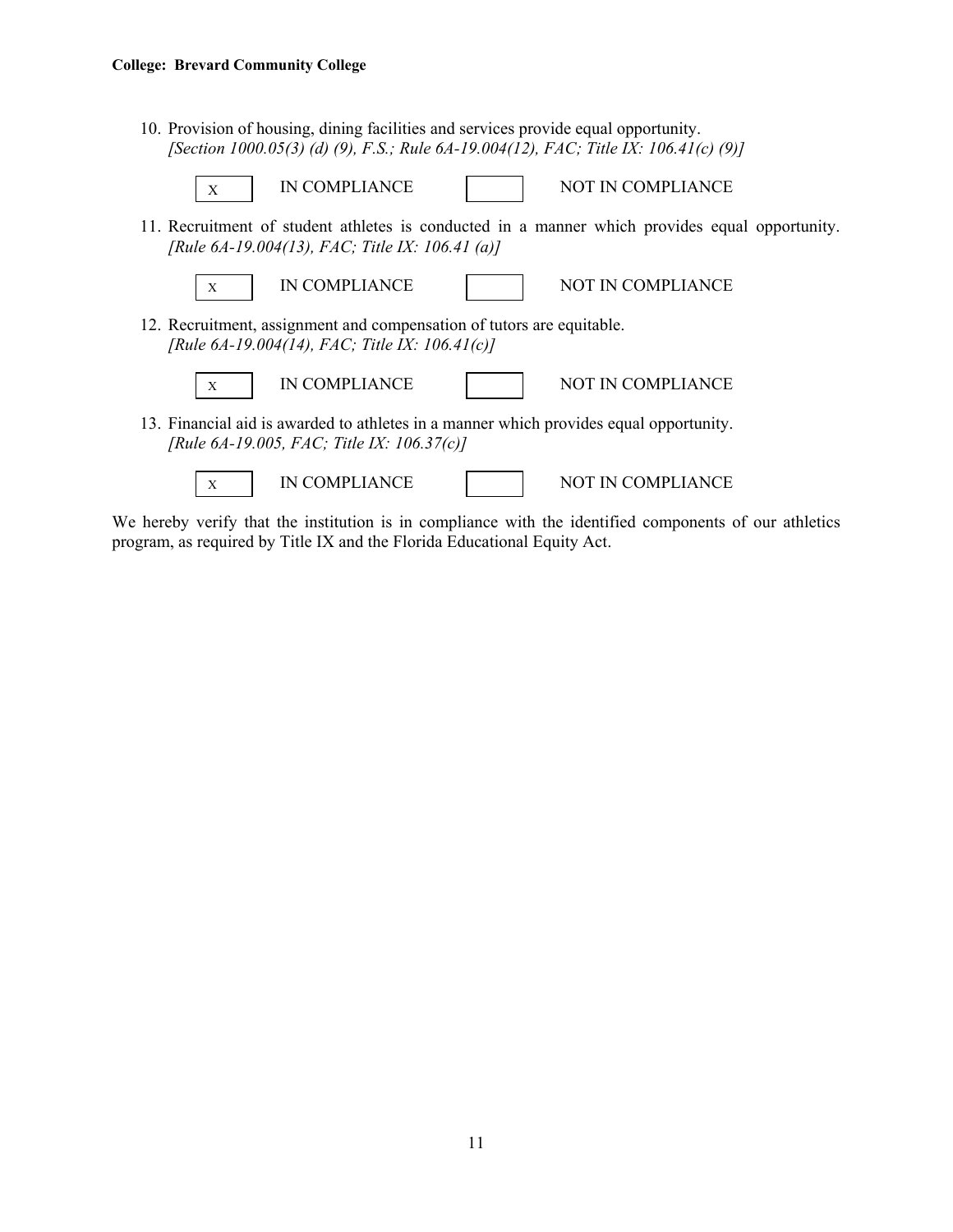**College: Brevard Community College**

10. Provision of housing, dining facilities and services provide equal opportunity.
    *[Section 1000.05(3) (d) (9), F.S.; Rule 6A-19.004(12), FAC; Title IX: 106.41(c) (9)]*

    [X] IN COMPLIANCE [ ] NOT IN COMPLIANCE

11. Recruitment of student athletes is conducted in a manner which provides equal opportunity.
    *[Rule 6A-19.004(13), FAC; Title IX: 106.41 (a)]*

    [X] IN COMPLIANCE [ ] NOT IN COMPLIANCE

12. Recruitment, assignment and compensation of tutors are equitable.
    *[Rule 6A-19.004(14), FAC; Title IX: 106.41(c)]*

    [X] IN COMPLIANCE [ ] NOT IN COMPLIANCE

13. Financial aid is awarded to athletes in a manner which provides equal opportunity.
    *[Rule 6A-19.005, FAC; Title IX: 106.37(c)]*

    [X] IN COMPLIANCE [ ] NOT IN COMPLIANCE

We hereby verify that the institution is in compliance with the identified components of our athletics program, as required by Title IX and the Florida Educational Equity Act.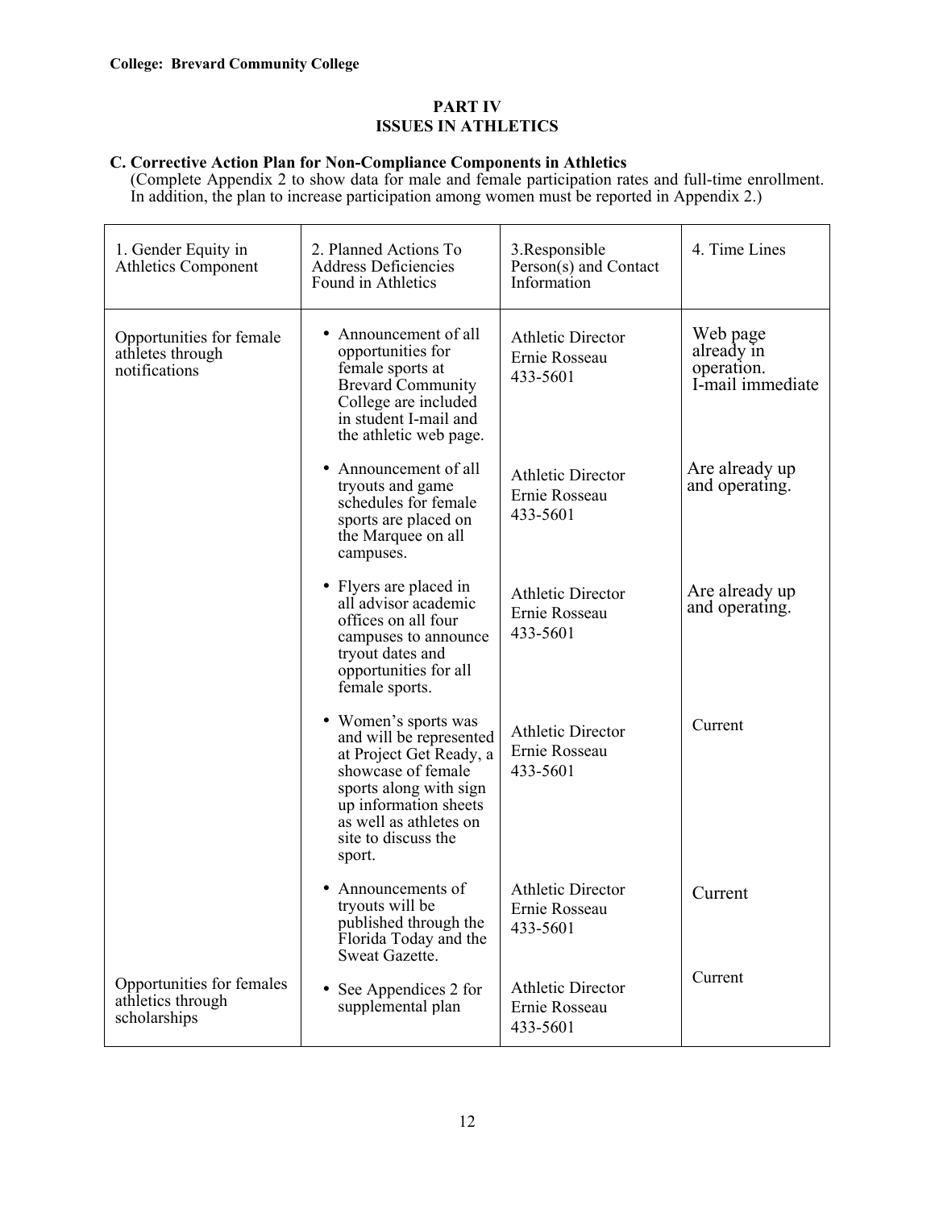**College: Brevard Community College**

## PART IV
## ISSUES IN ATHLETICS

### C. Corrective Action Plan for Non-Compliance Components in Athletics

(Complete Appendix 2 to show data for male and female participation rates and full-time enrollment. In addition, the plan to increase participation among women must be reported in Appendix 2.)

| 1. Gender Equity in Athletics Component | 2. Planned Actions To Address Deficiencies Found in Athletics | 3.Responsible Person(s) and Contact Information | 4. Time Lines |
|---|---|---|---|
| Opportunities for female athletes through notifications | • Announcement of all opportunities for female sports at Brevard Community College are included in student I-mail and the athletic web page. | Athletic Director Ernie Rosseau 433-5601 | Web page already in operation. I-mail immediate |
| | • Announcement of all tryouts and game schedules for female sports are placed on the Marquee on all campuses. | Athletic Director Ernie Rosseau 433-5601 | Are already up and operating. |
| | • Flyers are placed in all advisor academic offices on all four campuses to announce tryout dates and opportunities for all female sports. | Athletic Director Ernie Rosseau 433-5601 | Are already up and operating. |
| | • Women's sports was and will be represented at Project Get Ready, a showcase of female sports along with sign up information sheets as well as athletes on site to discuss the sport. | Athletic Director Ernie Rosseau 433-5601 | Current |
| | • Announcements of tryouts will be published through the Florida Today and the Sweat Gazette. | Athletic Director Ernie Rosseau 433-5601 | Current |
| Opportunities for females athletics through scholarships | • See Appendices 2 for supplemental plan | Athletic Director Ernie Rosseau 433-5601 | Current |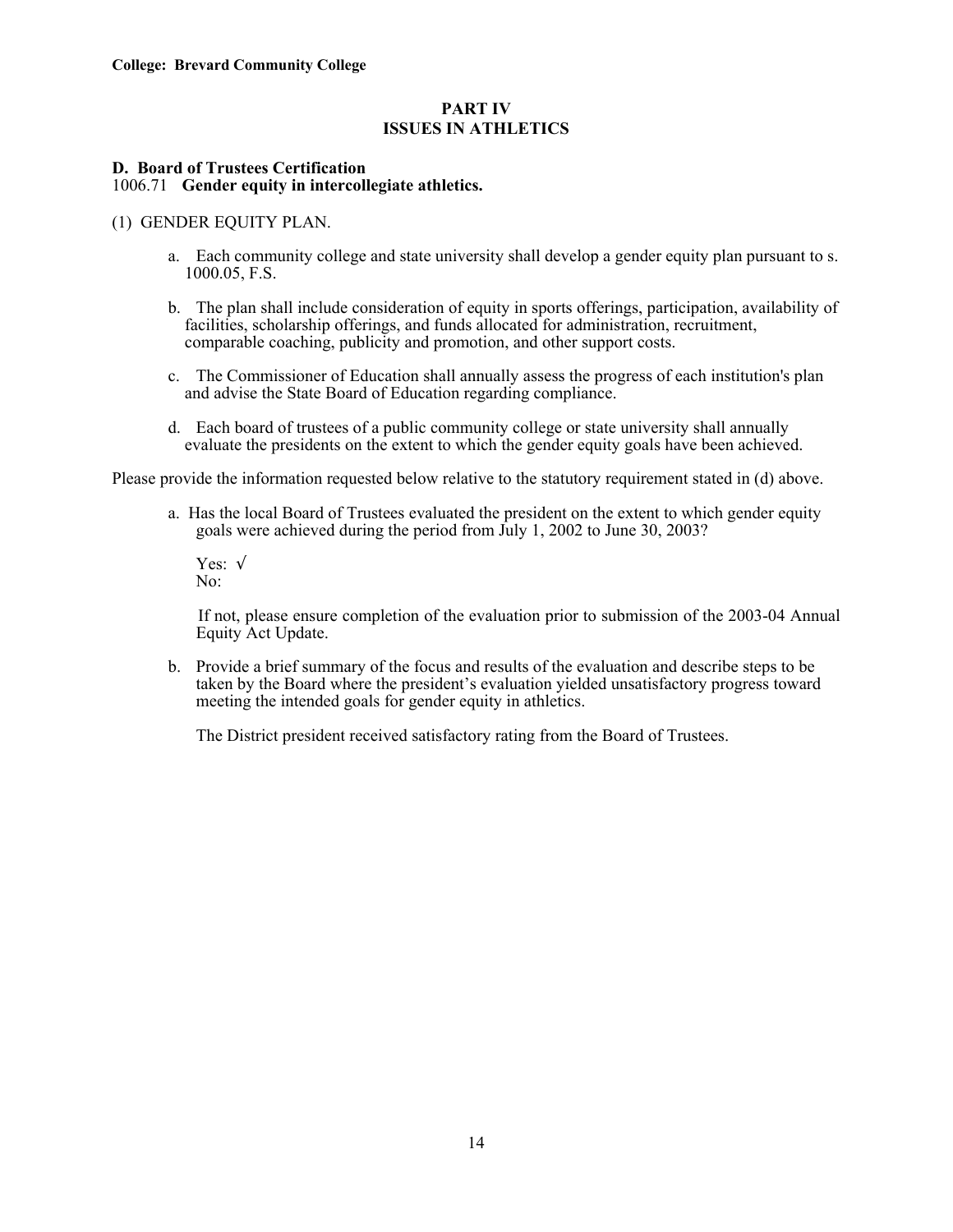**College: Brevard Community College**

## PART IV
## ISSUES IN ATHLETICS

**D. Board of Trustees Certification**
1006.71 **Gender equity in intercollegiate athletics.**

(1) GENDER EQUITY PLAN.

a. Each community college and state university shall develop a gender equity plan pursuant to s. 1000.05, F.S.

b. The plan shall include consideration of equity in sports offerings, participation, availability of facilities, scholarship offerings, and funds allocated for administration, recruitment, comparable coaching, publicity and promotion, and other support costs.

c. The Commissioner of Education shall annually assess the progress of each institution's plan and advise the State Board of Education regarding compliance.

d. Each board of trustees of a public community college or state university shall annually evaluate the presidents on the extent to which the gender equity goals have been achieved.

Please provide the information requested below relative to the statutory requirement stated in (d) above.

a. Has the local Board of Trustees evaluated the president on the extent to which gender equity goals were achieved during the period from July 1, 2002 to June 30, 2003?

Yes: √
No:

If not, please ensure completion of the evaluation prior to submission of the 2003-04 Annual Equity Act Update.

b. Provide a brief summary of the focus and results of the evaluation and describe steps to be taken by the Board where the president's evaluation yielded unsatisfactory progress toward meeting the intended goals for gender equity in athletics.

The District president received satisfactory rating from the Board of Trustees.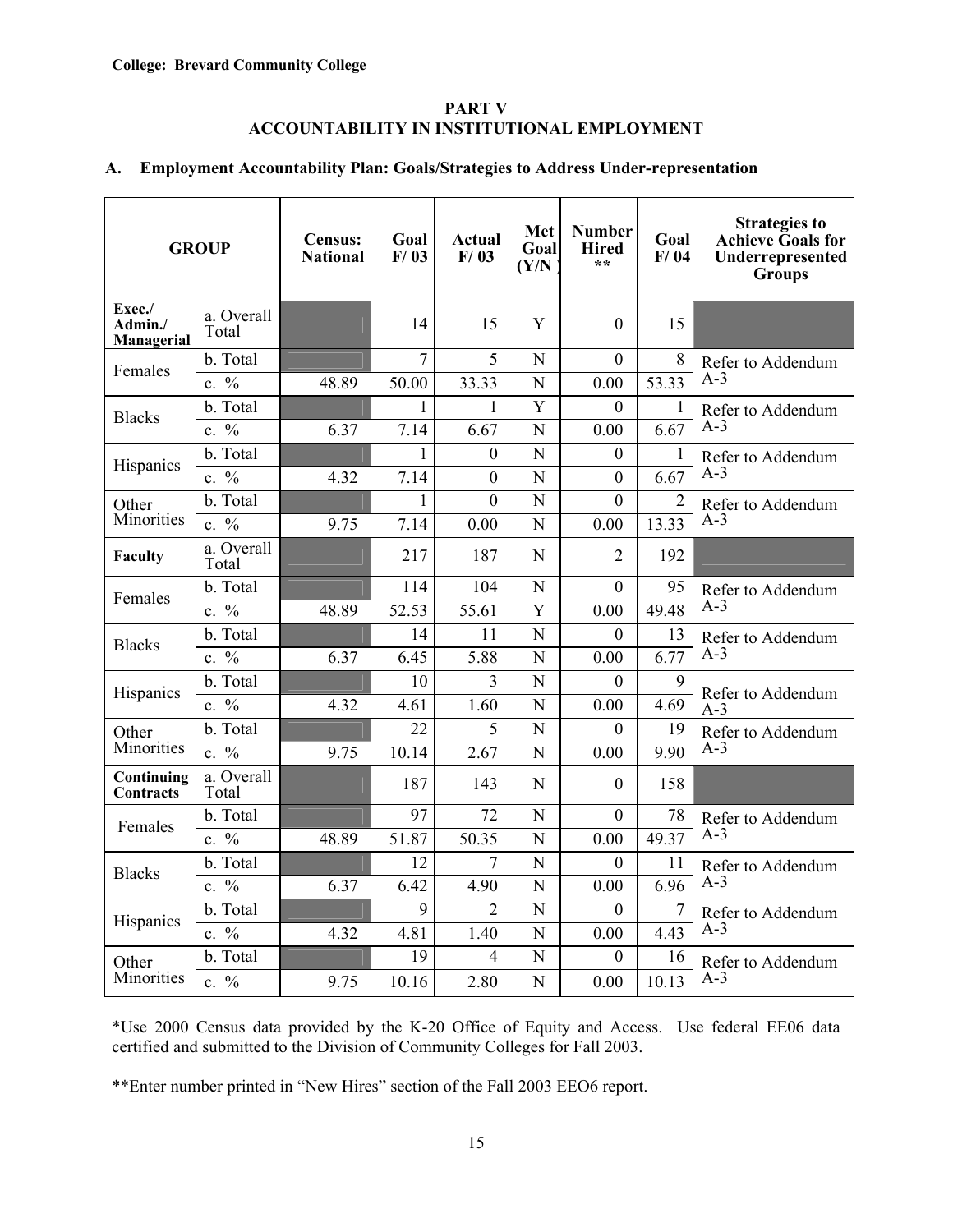**College: Brevard Community College**

# PART V
# ACCOUNTABILITY IN INSTITUTIONAL EMPLOYMENT

## A. Employment Accountability Plan: Goals/Strategies to Address Under-representation

| GROUP | | Census: National | Goal F/ 03 | Actual F/ 03 | Met Goal (Y/N) | Number Hired ** | Goal F/ 04 | Strategies to Achieve Goals for Underrepresented Groups |
|---|---|---|---|---|---|---|---|---|
| **Exec./ Admin./ Managerial** | a. Overall Total | | 14 | 15 | Y | 0 | 15 | |
| Females | b. Total | | 7 | 5 | N | 0 | 8 | Refer to Addendum A-3 |
| | c. % | 48.89 | 50.00 | 33.33 | N | 0.00 | 53.33 | |
| Blacks | b. Total | | 1 | 1 | Y | 0 | 1 | Refer to Addendum A-3 |
| | c. % | 6.37 | 7.14 | 6.67 | N | 0.00 | 6.67 | |
| Hispanics | b. Total | | 1 | 0 | N | 0 | 1 | Refer to Addendum A-3 |
| | c. % | 4.32 | 7.14 | 0 | N | 0 | 6.67 | |
| Other Minorities | b. Total | | 1 | 0 | N | 0 | 2 | Refer to Addendum A-3 |
| | c. % | 9.75 | 7.14 | 0.00 | N | 0.00 | 13.33 | |
| **Faculty** | a. Overall Total | | 217 | 187 | N | 2 | 192 | |
| Females | b. Total | | 114 | 104 | N | 0 | 95 | Refer to Addendum A-3 |
| | c. % | 48.89 | 52.53 | 55.61 | Y | 0.00 | 49.48 | |
| Blacks | b. Total | | 14 | 11 | N | 0 | 13 | Refer to Addendum A-3 |
| | c. % | 6.37 | 6.45 | 5.88 | N | 0.00 | 6.77 | |
| Hispanics | b. Total | | 10 | 3 | N | 0 | 9 | Refer to Addendum A-3 |
| | c. % | 4.32 | 4.61 | 1.60 | N | 0.00 | 4.69 | |
| Other Minorities | b. Total | | 22 | 5 | N | 0 | 19 | Refer to Addendum A-3 |
| | c. % | 9.75 | 10.14 | 2.67 | N | 0.00 | 9.90 | |
| **Continuing Contracts** | a. Overall Total | | 187 | 143 | N | 0 | 158 | |
| Females | b. Total | | 97 | 72 | N | 0 | 78 | Refer to Addendum A-3 |
| | c. % | 48.89 | 51.87 | 50.35 | N | 0.00 | 49.37 | |
| Blacks | b. Total | | 12 | 7 | N | 0 | 11 | Refer to Addendum A-3 |
| | c. % | 6.37 | 6.42 | 4.90 | N | 0.00 | 6.96 | |
| Hispanics | b. Total | | 9 | 2 | N | 0 | 7 | Refer to Addendum A-3 |
| | c. % | 4.32 | 4.81 | 1.40 | N | 0.00 | 4.43 | |
| Other Minorities | b. Total | | 19 | 4 | N | 0 | 16 | Refer to Addendum A-3 |
| | c. % | 9.75 | 10.16 | 2.80 | N | 0.00 | 10.13 | |

*Use 2000 Census data provided by the K-20 Office of Equity and Access. Use federal EE06 data certified and submitted to the Division of Community Colleges for Fall 2003.

**Enter number printed in "New Hires" section of the Fall 2003 EEO6 report.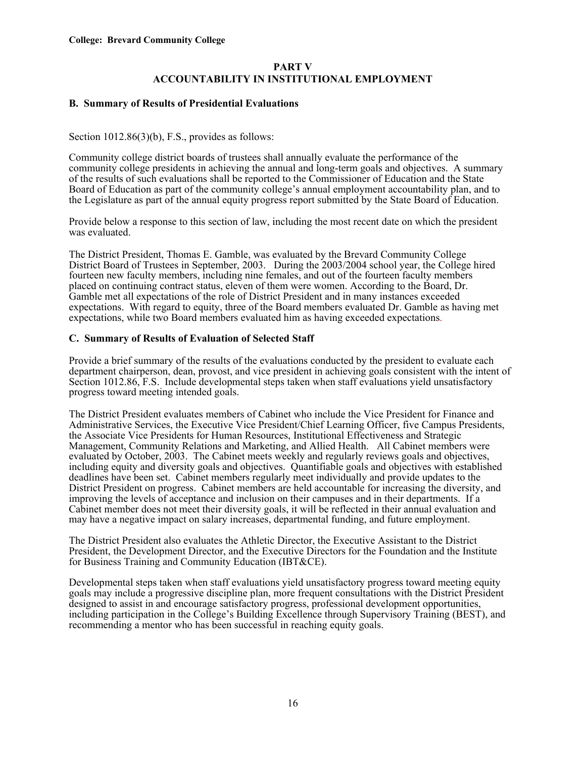**College: Brevard Community College**

## PART V
## ACCOUNTABILITY IN INSTITUTIONAL EMPLOYMENT

### B. Summary of Results of Presidential Evaluations

Section 1012.86(3)(b), F.S., provides as follows:

Community college district boards of trustees shall annually evaluate the performance of the community college presidents in achieving the annual and long-term goals and objectives. A summary of the results of such evaluations shall be reported to the Commissioner of Education and the State Board of Education as part of the community college's annual employment accountability plan, and to the Legislature as part of the annual equity progress report submitted by the State Board of Education.

Provide below a response to this section of law, including the most recent date on which the president was evaluated.

The District President, Thomas E. Gamble, was evaluated by the Brevard Community College District Board of Trustees in September, 2003. During the 2003/2004 school year, the College hired fourteen new faculty members, including nine females, and out of the fourteen faculty members placed on continuing contract status, eleven of them were women. According to the Board, Dr. Gamble met all expectations of the role of District President and in many instances exceeded expectations. With regard to equity, three of the Board members evaluated Dr. Gamble as having met expectations, while two Board members evaluated him as having exceeded expectations.

### C. Summary of Results of Evaluation of Selected Staff

Provide a brief summary of the results of the evaluations conducted by the president to evaluate each department chairperson, dean, provost, and vice president in achieving goals consistent with the intent of Section 1012.86, F.S. Include developmental steps taken when staff evaluations yield unsatisfactory progress toward meeting intended goals.

The District President evaluates members of Cabinet who include the Vice President for Finance and Administrative Services, the Executive Vice President/Chief Learning Officer, five Campus Presidents, the Associate Vice Presidents for Human Resources, Institutional Effectiveness and Strategic Management, Community Relations and Marketing, and Allied Health. All Cabinet members were evaluated by October, 2003. The Cabinet meets weekly and regularly reviews goals and objectives, including equity and diversity goals and objectives. Quantifiable goals and objectives with established deadlines have been set. Cabinet members regularly meet individually and provide updates to the District President on progress. Cabinet members are held accountable for increasing the diversity, and improving the levels of acceptance and inclusion on their campuses and in their departments. If a Cabinet member does not meet their diversity goals, it will be reflected in their annual evaluation and may have a negative impact on salary increases, departmental funding, and future employment.

The District President also evaluates the Athletic Director, the Executive Assistant to the District President, the Development Director, and the Executive Directors for the Foundation and the Institute for Business Training and Community Education (IBT&CE).

Developmental steps taken when staff evaluations yield unsatisfactory progress toward meeting equity goals may include a progressive discipline plan, more frequent consultations with the District President designed to assist in and encourage satisfactory progress, professional development opportunities, including participation in the College's Building Excellence through Supervisory Training (BEST), and recommending a mentor who has been successful in reaching equity goals.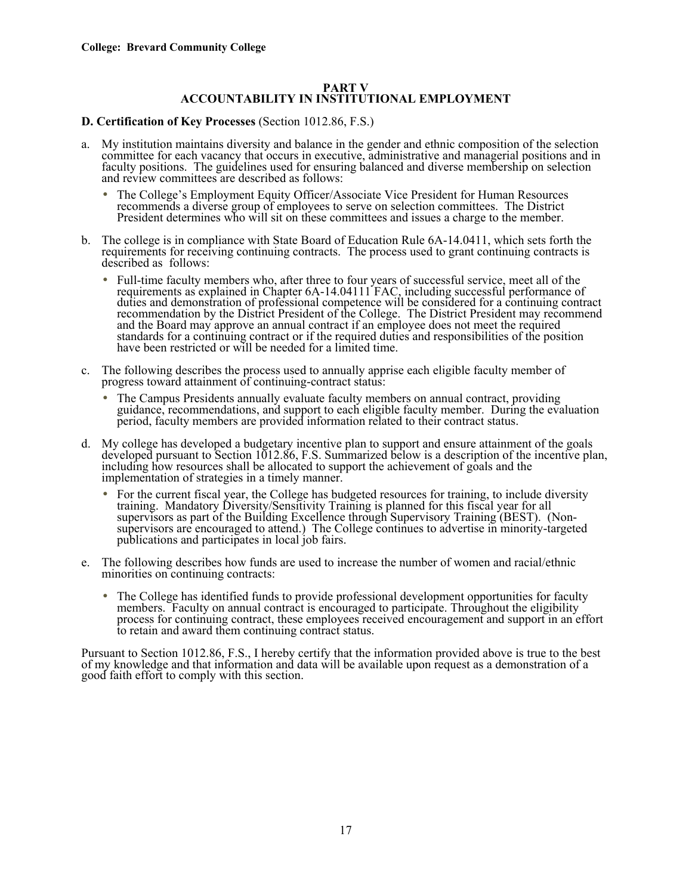**College: Brevard Community College**

## PART V
## ACCOUNTABILITY IN INSTITUTIONAL EMPLOYMENT

**D. Certification of Key Processes** (Section 1012.86, F.S.)

a. My institution maintains diversity and balance in the gender and ethnic composition of the selection committee for each vacancy that occurs in executive, administrative and managerial positions and in faculty positions. The guidelines used for ensuring balanced and diverse membership on selection and review committees are described as follows:

- The College's Employment Equity Officer/Associate Vice President for Human Resources recommends a diverse group of employees to serve on selection committees. The District President determines who will sit on these committees and issues a charge to the member.

b. The college is in compliance with State Board of Education Rule 6A-14.0411, which sets forth the requirements for receiving continuing contracts. The process used to grant continuing contracts is described as follows:

- Full-time faculty members who, after three to four years of successful service, meet all of the requirements as explained in Chapter 6A-14.04111 FAC, including successful performance of duties and demonstration of professional competence will be considered for a continuing contract recommendation by the District President of the College. The District President may recommend and the Board may approve an annual contract if an employee does not meet the required standards for a continuing contract or if the required duties and responsibilities of the position have been restricted or will be needed for a limited time.

c. The following describes the process used to annually apprise each eligible faculty member of progress toward attainment of continuing-contract status:

- The Campus Presidents annually evaluate faculty members on annual contract, providing guidance, recommendations, and support to each eligible faculty member. During the evaluation period, faculty members are provided information related to their contract status.

d. My college has developed a budgetary incentive plan to support and ensure attainment of the goals developed pursuant to Section 1012.86, F.S. Summarized below is a description of the incentive plan, including how resources shall be allocated to support the achievement of goals and the implementation of strategies in a timely manner.

- For the current fiscal year, the College has budgeted resources for training, to include diversity training. Mandatory Diversity/Sensitivity Training is planned for this fiscal year for all supervisors as part of the Building Excellence through Supervisory Training (BEST). (Non-supervisors are encouraged to attend.) The College continues to advertise in minority-targeted publications and participates in local job fairs.

e. The following describes how funds are used to increase the number of women and racial/ethnic minorities on continuing contracts:

- The College has identified funds to provide professional development opportunities for faculty members. Faculty on annual contract is encouraged to participate. Throughout the eligibility process for continuing contract, these employees received encouragement and support in an effort to retain and award them continuing contract status.

Pursuant to Section 1012.86, F.S., I hereby certify that the information provided above is true to the best of my knowledge and that information and data will be available upon request as a demonstration of a good faith effort to comply with this section.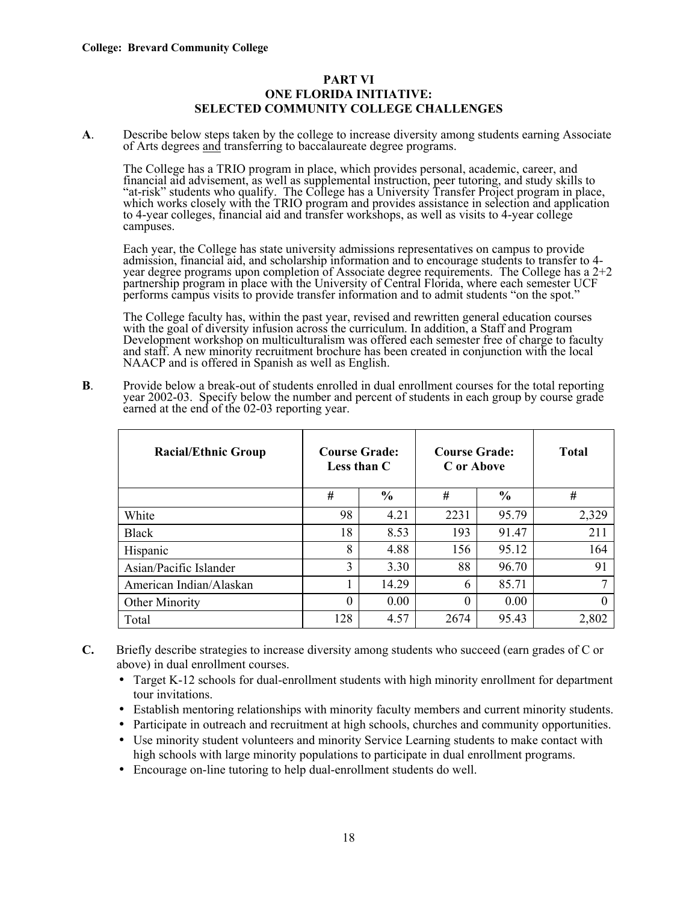**College: Brevard Community College**

## PART VI
## ONE FLORIDA INITIATIVE:
## SELECTED COMMUNITY COLLEGE CHALLENGES

**A**. Describe below steps taken by the college to increase diversity among students earning Associate of Arts degrees and transferring to baccalaureate degree programs.

The College has a TRIO program in place, which provides personal, academic, career, and financial aid advisement, as well as supplemental instruction, peer tutoring, and study skills to "at-risk" students who qualify. The College has a University Transfer Project program in place, which works closely with the TRIO program and provides assistance in selection and application to 4-year colleges, financial aid and transfer workshops, as well as visits to 4-year college campuses.

Each year, the College has state university admissions representatives on campus to provide admission, financial aid, and scholarship information and to encourage students to transfer to 4-year degree programs upon completion of Associate degree requirements. The College has a 2+2 partnership program in place with the University of Central Florida, where each semester UCF performs campus visits to provide transfer information and to admit students "on the spot."

The College faculty has, within the past year, revised and rewritten general education courses with the goal of diversity infusion across the curriculum. In addition, a Staff and Program Development workshop on multiculturalism was offered each semester free of charge to faculty and staff. A new minority recruitment brochure has been created in conjunction with the local NAACP and is offered in Spanish as well as English.

**B**. Provide below a break-out of students enrolled in dual enrollment courses for the total reporting year 2002-03. Specify below the number and percent of students in each group by course grade earned at the end of the 02-03 reporting year.

| Racial/Ethnic Group | Course Grade: Less than C | | Course Grade: C or Above | | Total |
|---|---|---|---|---|---|
| | # | % | # | % | # |
| White | 98 | 4.21 | 2231 | 95.79 | 2,329 |
| Black | 18 | 8.53 | 193 | 91.47 | 211 |
| Hispanic | 8 | 4.88 | 156 | 95.12 | 164 |
| Asian/Pacific Islander | 3 | 3.30 | 88 | 96.70 | 91 |
| American Indian/Alaskan | 1 | 14.29 | 6 | 85.71 | 7 |
| Other Minority | 0 | 0.00 | 0 | 0.00 | 0 |
| Total | 128 | 4.57 | 2674 | 95.43 | 2,802 |

**C.** Briefly describe strategies to increase diversity among students who succeed (earn grades of C or above) in dual enrollment courses.

- Target K-12 schools for dual-enrollment students with high minority enrollment for department tour invitations.
- Establish mentoring relationships with minority faculty members and current minority students.
- Participate in outreach and recruitment at high schools, churches and community opportunities.
- Use minority student volunteers and minority Service Learning students to make contact with high schools with large minority populations to participate in dual enrollment programs.
- Encourage on-line tutoring to help dual-enrollment students do well.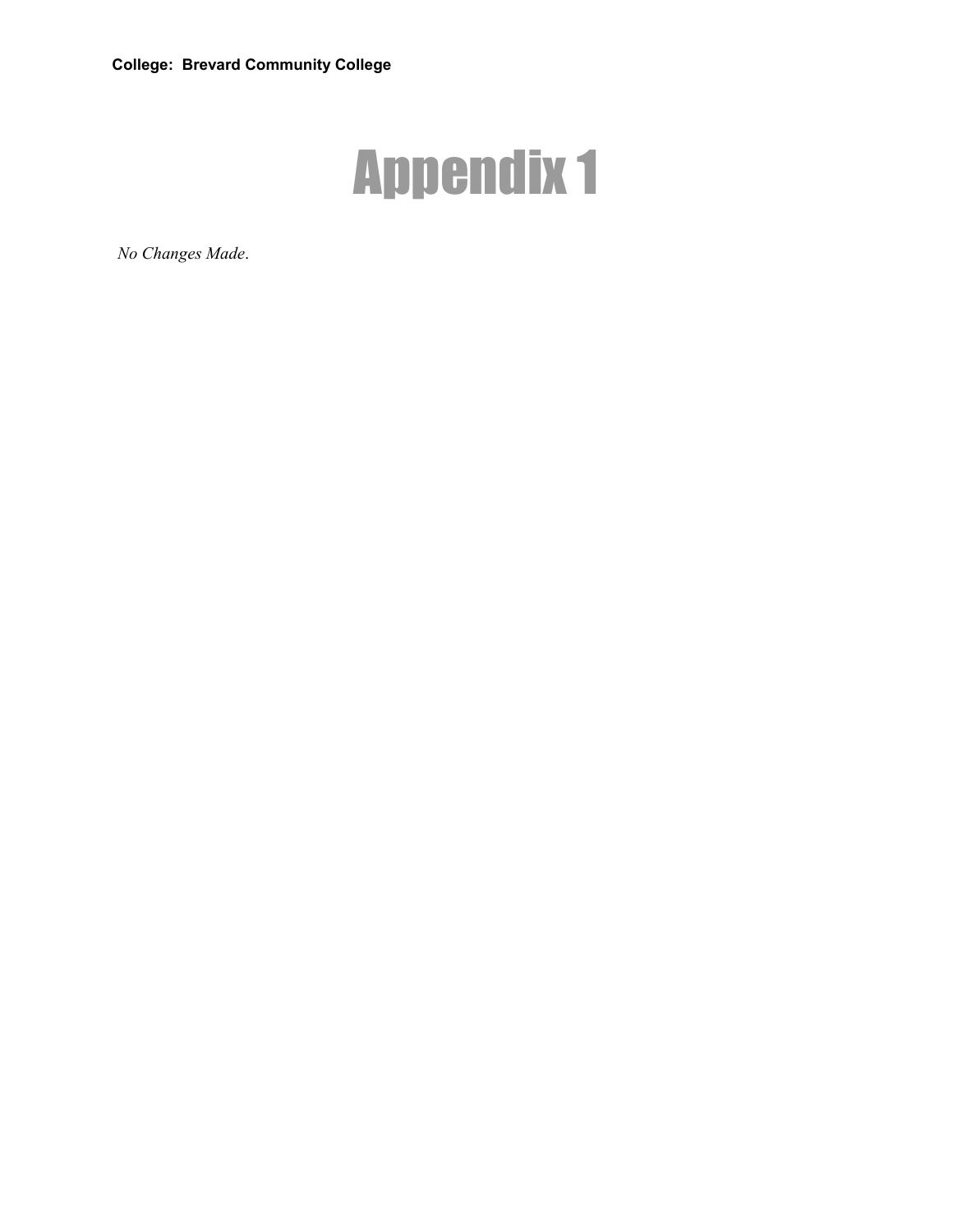**College: Brevard Community College**

# Appendix 1

*No Changes Made*.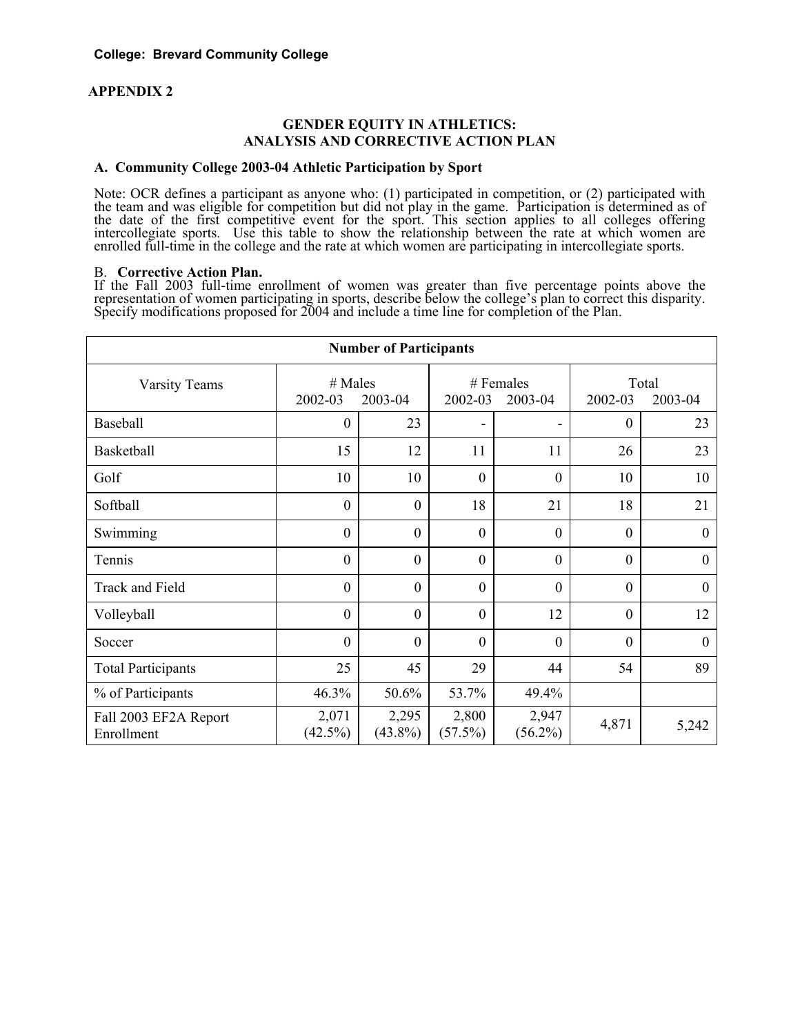**College: Brevard Community College**

**APPENDIX 2**

**GENDER EQUITY IN ATHLETICS:**
**ANALYSIS AND CORRECTIVE ACTION PLAN**

**A. Community College 2003-04 Athletic Participation by Sport**

Note: OCR defines a participant as anyone who: (1) participated in competition, or (2) participated with the team and was eligible for competition but did not play in the game. Participation is determined as of the date of the first competitive event for the sport. This section applies to all colleges offering intercollegiate sports. Use this table to show the relationship between the rate at which women are enrolled full-time in the college and the rate at which women are participating in intercollegiate sports.

B. **Corrective Action Plan.**
If the Fall 2003 full-time enrollment of women was greater than five percentage points above the representation of women participating in sports, describe below the college's plan to correct this disparity. Specify modifications proposed for 2004 and include a time line for completion of the Plan.

| Number of Participants | | | | | | |
|---|---|---|---|---|---|---|
| Varsity Teams | # Males 2002-03 | # Males 2003-04 | # Females 2002-03 | # Females 2003-04 | Total 2002-03 | Total 2003-04 |
| Baseball | 0 | 23 | - | - | 0 | 23 |
| Basketball | 15 | 12 | 11 | 11 | 26 | 23 |
| Golf | 10 | 10 | 0 | 0 | 10 | 10 |
| Softball | 0 | 0 | 18 | 21 | 18 | 21 |
| Swimming | 0 | 0 | 0 | 0 | 0 | 0 |
| Tennis | 0 | 0 | 0 | 0 | 0 | 0 |
| Track and Field | 0 | 0 | 0 | 0 | 0 | 0 |
| Volleyball | 0 | 0 | 0 | 12 | 0 | 12 |
| Soccer | 0 | 0 | 0 | 0 | 0 | 0 |
| Total Participants | 25 | 45 | 29 | 44 | 54 | 89 |
| % of Participants | 46.3% | 50.6% | 53.7% | 49.4% | | |
| Fall 2003 EF2A Report Enrollment | 2,071 (42.5%) | 2,295 (43.8%) | 2,800 (57.5%) | 2,947 (56.2%) | 4,871 | 5,242 |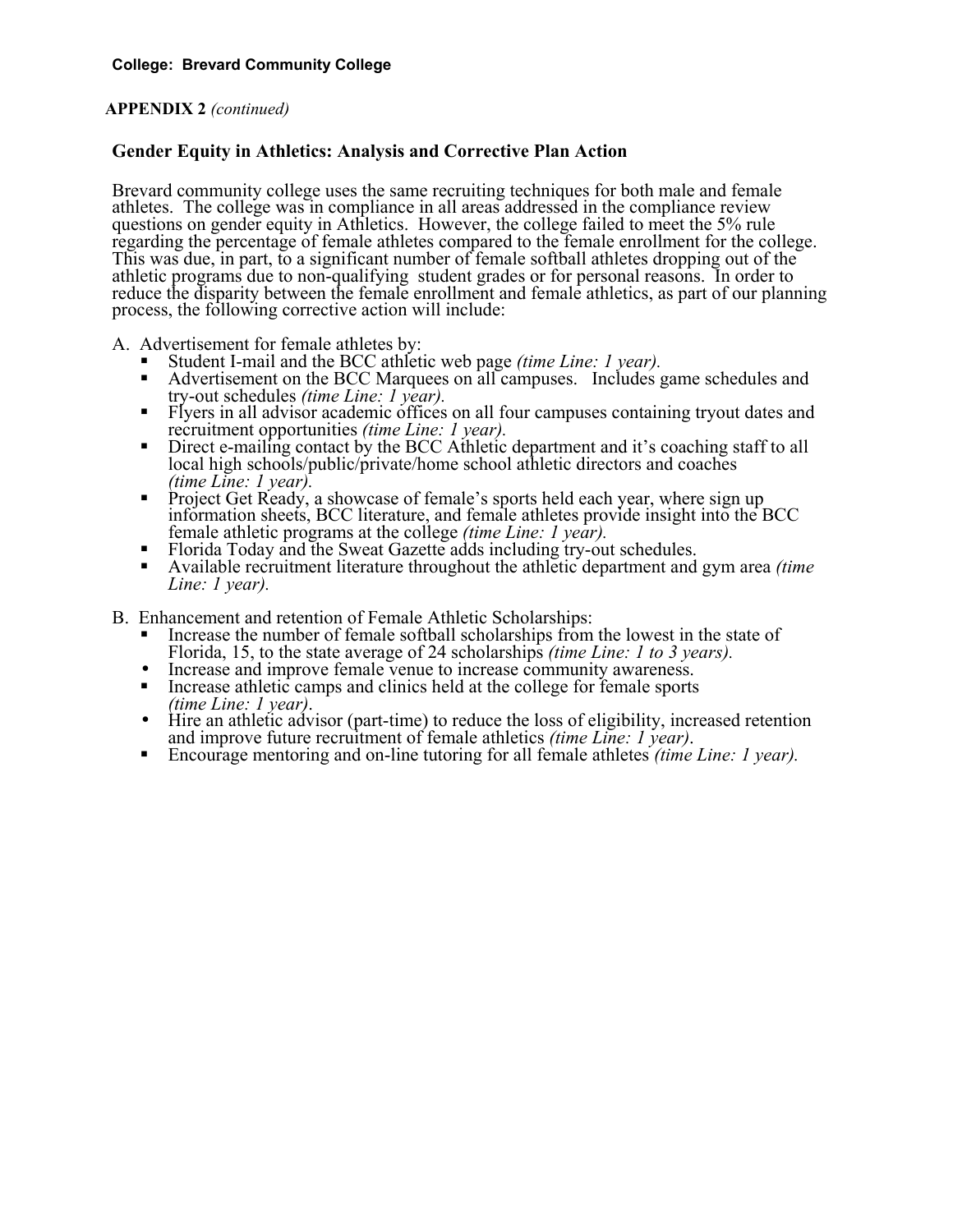**College: Brevard Community College**

**APPENDIX 2** *(continued)*

### Gender Equity in Athletics: Analysis and Corrective Plan Action

Brevard community college uses the same recruiting techniques for both male and female athletes. The college was in compliance in all areas addressed in the compliance review questions on gender equity in Athletics. However, the college failed to meet the 5% rule regarding the percentage of female athletes compared to the female enrollment for the college. This was due, in part, to a significant number of female softball athletes dropping out of the athletic programs due to non-qualifying student grades or for personal reasons. In order to reduce the disparity between the female enrollment and female athletics, as part of our planning process, the following corrective action will include:

A. Advertisement for female athletes by:
   - Student I-mail and the BCC athletic web page *(time Line: 1 year).*
   - Advertisement on the BCC Marquees on all campuses. Includes game schedules and try-out schedules *(time Line: 1 year).*
   - Flyers in all advisor academic offices on all four campuses containing tryout dates and recruitment opportunities *(time Line: 1 year).*
   - Direct e-mailing contact by the BCC Athletic department and it's coaching staff to all local high schools/public/private/home school athletic directors and coaches *(time Line: 1 year).*
   - Project Get Ready, a showcase of female's sports held each year, where sign up information sheets, BCC literature, and female athletes provide insight into the BCC female athletic programs at the college *(time Line: 1 year).*
   - Florida Today and the Sweat Gazette adds including try-out schedules.
   - Available recruitment literature throughout the athletic department and gym area *(time Line: 1 year).*

B. Enhancement and retention of Female Athletic Scholarships:
   - Increase the number of female softball scholarships from the lowest in the state of Florida, 15, to the state average of 24 scholarships *(time Line: 1 to 3 years).*
   - Increase and improve female venue to increase community awareness.
   - Increase athletic camps and clinics held at the college for female sports *(time Line: 1 year)*.
   - Hire an athletic advisor (part-time) to reduce the loss of eligibility, increased retention and improve future recruitment of female athletics *(time Line: 1 year)*.
   - Encourage mentoring and on-line tutoring for all female athletes *(time Line: 1 year).*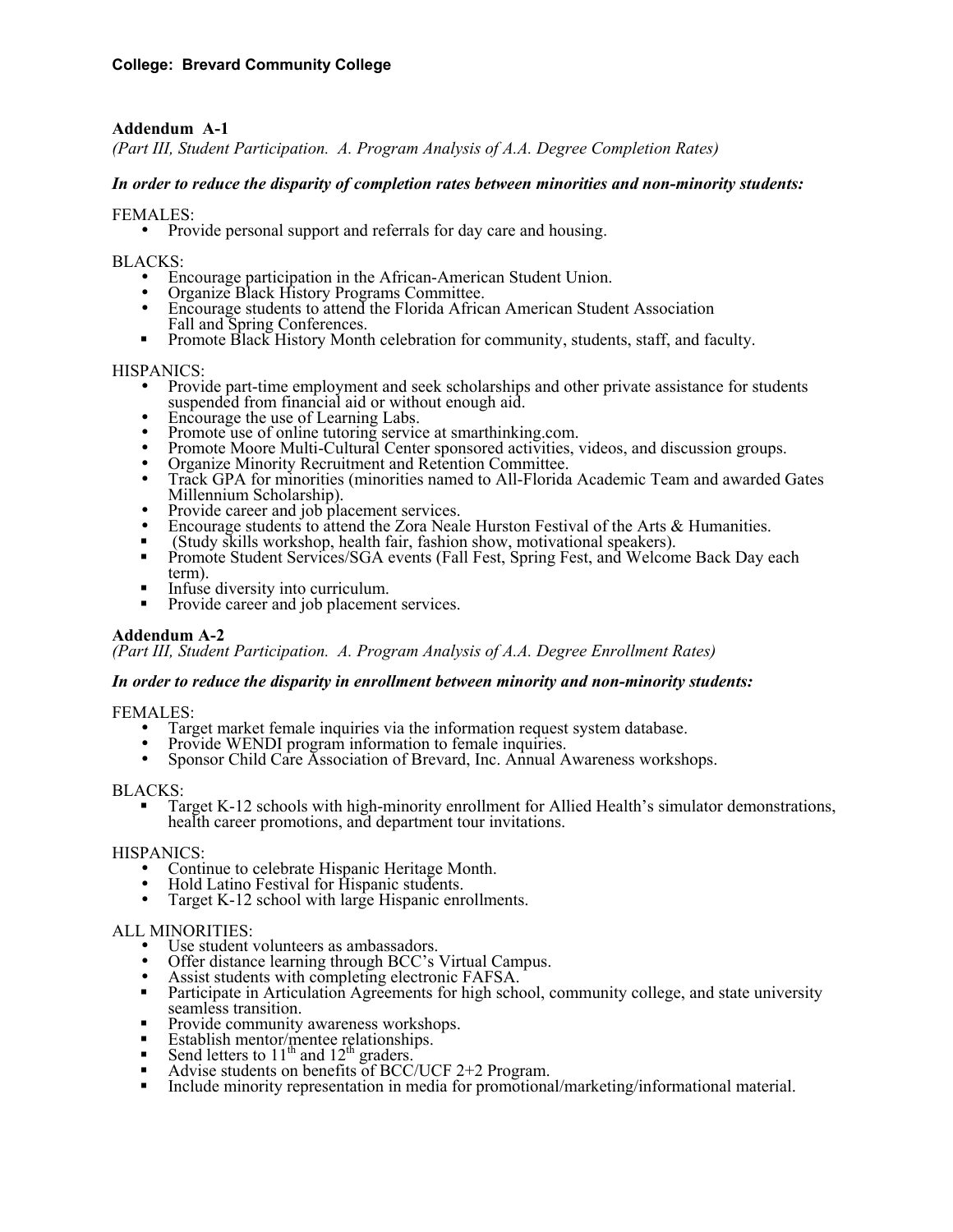**College: Brevard Community College**

**Addendum A-1**
*(Part III, Student Participation. A. Program Analysis of A.A. Degree Completion Rates)*

***In order to reduce the disparity of completion rates between minorities and non-minority students:***

FEMALES:

- Provide personal support and referrals for day care and housing.

BLACKS:

- Encourage participation in the African-American Student Union.
- Organize Black History Programs Committee.
- Encourage students to attend the Florida African American Student Association Fall and Spring Conferences.
- Promote Black History Month celebration for community, students, staff, and faculty.

HISPANICS:

- Provide part-time employment and seek scholarships and other private assistance for students suspended from financial aid or without enough aid.
- Encourage the use of Learning Labs.
- Promote use of online tutoring service at smarthinking.com.
- Promote Moore Multi-Cultural Center sponsored activities, videos, and discussion groups.
- Organize Minority Recruitment and Retention Committee.
- Track GPA for minorities (minorities named to All-Florida Academic Team and awarded Gates Millennium Scholarship).
- Provide career and job placement services.
- Encourage students to attend the Zora Neale Hurston Festival of the Arts & Humanities.
- (Study skills workshop, health fair, fashion show, motivational speakers).
- Promote Student Services/SGA events (Fall Fest, Spring Fest, and Welcome Back Day each term).
- Infuse diversity into curriculum.
- Provide career and job placement services.

**Addendum A-2**
*(Part III, Student Participation. A. Program Analysis of A.A. Degree Enrollment Rates)*

***In order to reduce the disparity in enrollment between minority and non-minority students:***

FEMALES:

- Target market female inquiries via the information request system database.
- Provide WENDI program information to female inquiries.
- Sponsor Child Care Association of Brevard, Inc. Annual Awareness workshops.

BLACKS:

- Target K-12 schools with high-minority enrollment for Allied Health's simulator demonstrations, health career promotions, and department tour invitations.

HISPANICS:

- Continue to celebrate Hispanic Heritage Month.
- Hold Latino Festival for Hispanic students.
- Target K-12 school with large Hispanic enrollments.

ALL MINORITIES:

- Use student volunteers as ambassadors.
- Offer distance learning through BCC's Virtual Campus.
- Assist students with completing electronic FAFSA.
- Participate in Articulation Agreements for high school, community college, and state university seamless transition.
- Provide community awareness workshops.
- Establish mentor/mentee relationships.
- Send letters to 11th and 12th graders.
- Advise students on benefits of BCC/UCF 2+2 Program.
- Include minority representation in media for promotional/marketing/informational material.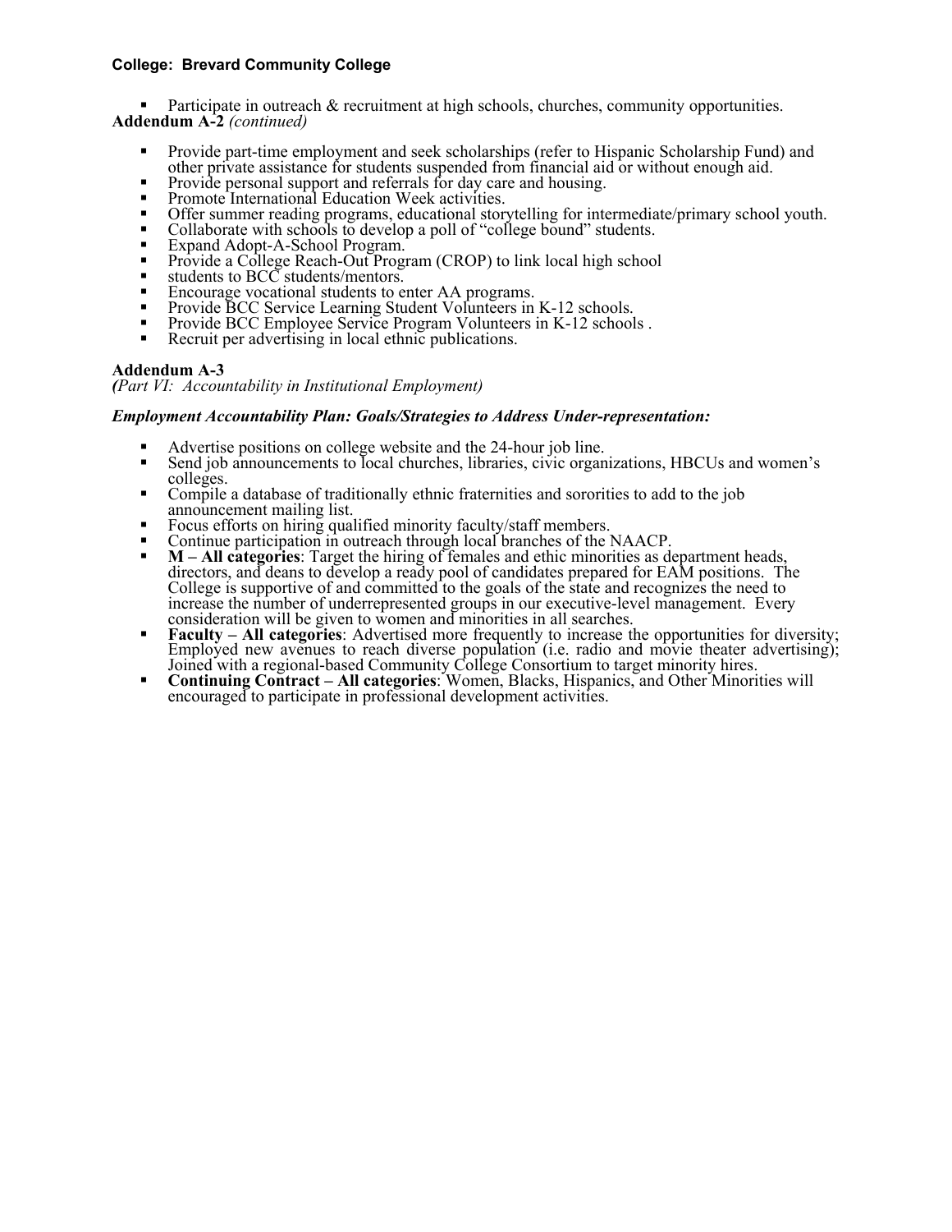**College: Brevard Community College**

- Participate in outreach & recruitment at high schools, churches, community opportunities.

**Addendum A-2** *(continued)*

- Provide part-time employment and seek scholarships (refer to Hispanic Scholarship Fund) and other private assistance for students suspended from financial aid or without enough aid.
- Provide personal support and referrals for day care and housing.
- Promote International Education Week activities.
- Offer summer reading programs, educational storytelling for intermediate/primary school youth.
- Collaborate with schools to develop a poll of "college bound" students.
- Expand Adopt-A-School Program.
- Provide a College Reach-Out Program (CROP) to link local high school
- students to BCC students/mentors.
- Encourage vocational students to enter AA programs.
- Provide BCC Service Learning Student Volunteers in K-12 schools.
- Provide BCC Employee Service Program Volunteers in K-12 schools .
- Recruit per advertising in local ethnic publications.

**Addendum A-3**
***(****Part VI: Accountability in Institutional Employment)*

***Employment Accountability Plan: Goals/Strategies to Address Under-representation:***

- Advertise positions on college website and the 24-hour job line.
- Send job announcements to local churches, libraries, civic organizations, HBCUs and women's colleges.
- Compile a database of traditionally ethnic fraternities and sororities to add to the job announcement mailing list.
- Focus efforts on hiring qualified minority faculty/staff members.
- Continue participation in outreach through local branches of the NAACP.
- **M – All categories**: Target the hiring of females and ethic minorities as department heads, directors, and deans to develop a ready pool of candidates prepared for EAM positions. The College is supportive of and committed to the goals of the state and recognizes the need to increase the number of underrepresented groups in our executive-level management. Every consideration will be given to women and minorities in all searches.
- **Faculty – All categories**: Advertised more frequently to increase the opportunities for diversity; Employed new avenues to reach diverse population (i.e. radio and movie theater advertising); Joined with a regional-based Community College Consortium to target minority hires.
- **Continuing Contract – All categories**: Women, Blacks, Hispanics, and Other Minorities will encouraged to participate in professional development activities.